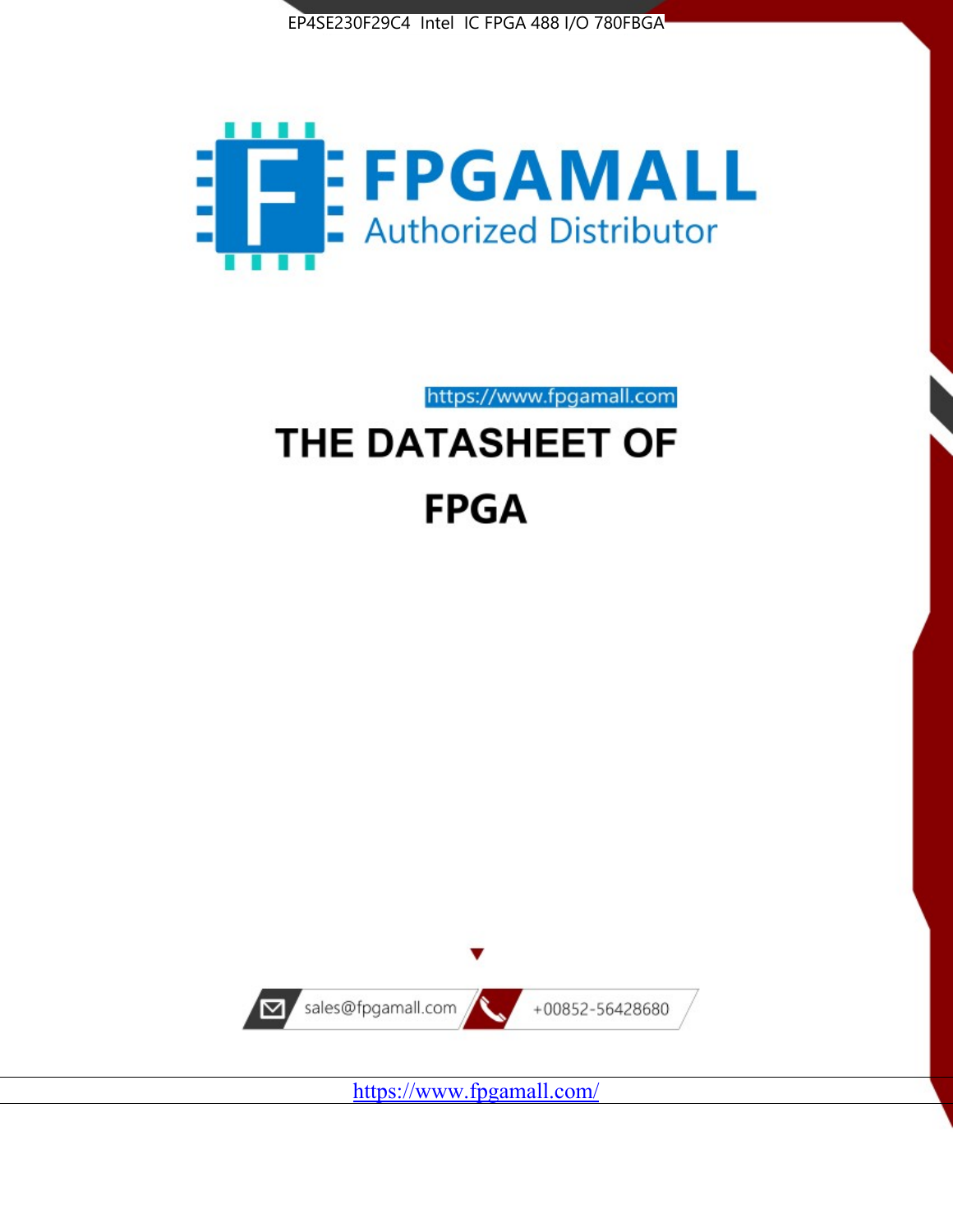EP4SE230F29C4 Intel IC FPGA 488 I/O 780FBGA

FPGAMALL

Authorized Distributor

https://www.fpgamall.com

# THE DATASHEET OF

# FPGA

sales@fpgamall.com

+00852-56428680

https://www.fpgamall.com/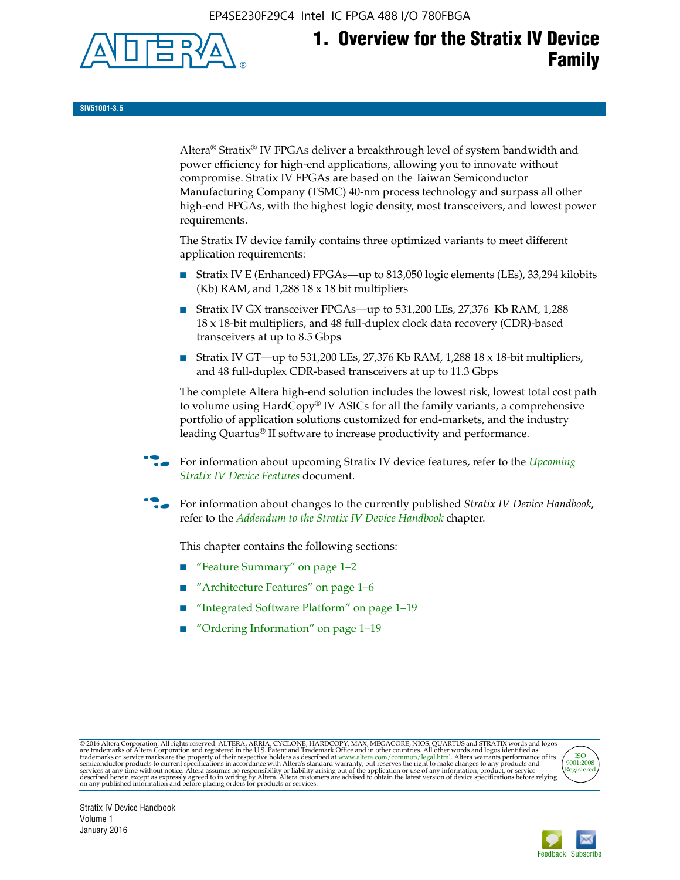# 1. Overview for the Stratix IV Device Family

SIV51001-3.5

Altera® Stratix® IV FPGAs deliver a breakthrough level of system bandwidth and power efficiency for high-end applications, allowing you to innovate without compromise. Stratix IV FPGAs are based on the Taiwan Semiconductor Manufacturing Company (TSMC) 40-nm process technology and surpass all other high-end FPGAs, with the highest logic density, most transceivers, and lowest power requirements.

The Stratix IV device family contains three optimized variants to meet different application requirements:

- Stratix IV E (Enhanced) FPGAs—up to 813,050 logic elements (LEs), 33,294 kilobits (Kb) RAM, and 1,288 18 x 18 bit multipliers
- Stratix IV GX transceiver FPGAs—up to 531,200 LEs, 27,376 Kb RAM, 1,288 18 x 18-bit multipliers, and 48 full-duplex clock data recovery (CDR)-based transceivers at up to 8.5 Gbps
- Stratix IV GT—up to 531,200 LEs, 27,376 Kb RAM, 1,288 18 x 18-bit multipliers, and 48 full-duplex CDR-based transceivers at up to 11.3 Gbps

The complete Altera high-end solution includes the lowest risk, lowest total cost path to volume using HardCopy® IV ASICs for all the family variants, a comprehensive portfolio of application solutions customized for end-markets, and the industry leading Quartus® II software to increase productivity and performance.

For information about upcoming Stratix IV device features, refer to the *Upcoming Stratix IV Device Features* document.

For information about changes to the currently published *Stratix IV Device Handbook*, refer to the *Addendum to the Stratix IV Device Handbook* chapter.

This chapter contains the following sections:

- "Feature Summary" on page 1–2
- "Architecture Features" on page 1–6
- "Integrated Software Platform" on page 1–19
- "Ordering Information" on page 1–19

© 2016 Altera Corporation. All rights reserved. ALTERA, ARRIA, CYCLONE, HARDCOPY, MAX, MEGACORE, NIOS, QUARTUS and STRATIX words and logos are trademarks of Altera Corporation and registered in the U.S. Patent and Trademark Office and in other countries. All other words and logos identified as trademarks or service marks are the property of their respective holders as described at www.altera.com/common/legal.html. Altera warrants performance of its semiconductor products to current specifications in accordance with Altera's standard warranty, but reserves the right to make changes to any products and services at any time without notice. Altera assumes no responsibility or liability arising out of the application or use of any information, product, or service described herein except as expressly agreed to in writing by Altera. Altera customers are advised to obtain the latest version of device specifications before relying on any published information and before placing orders for products or services.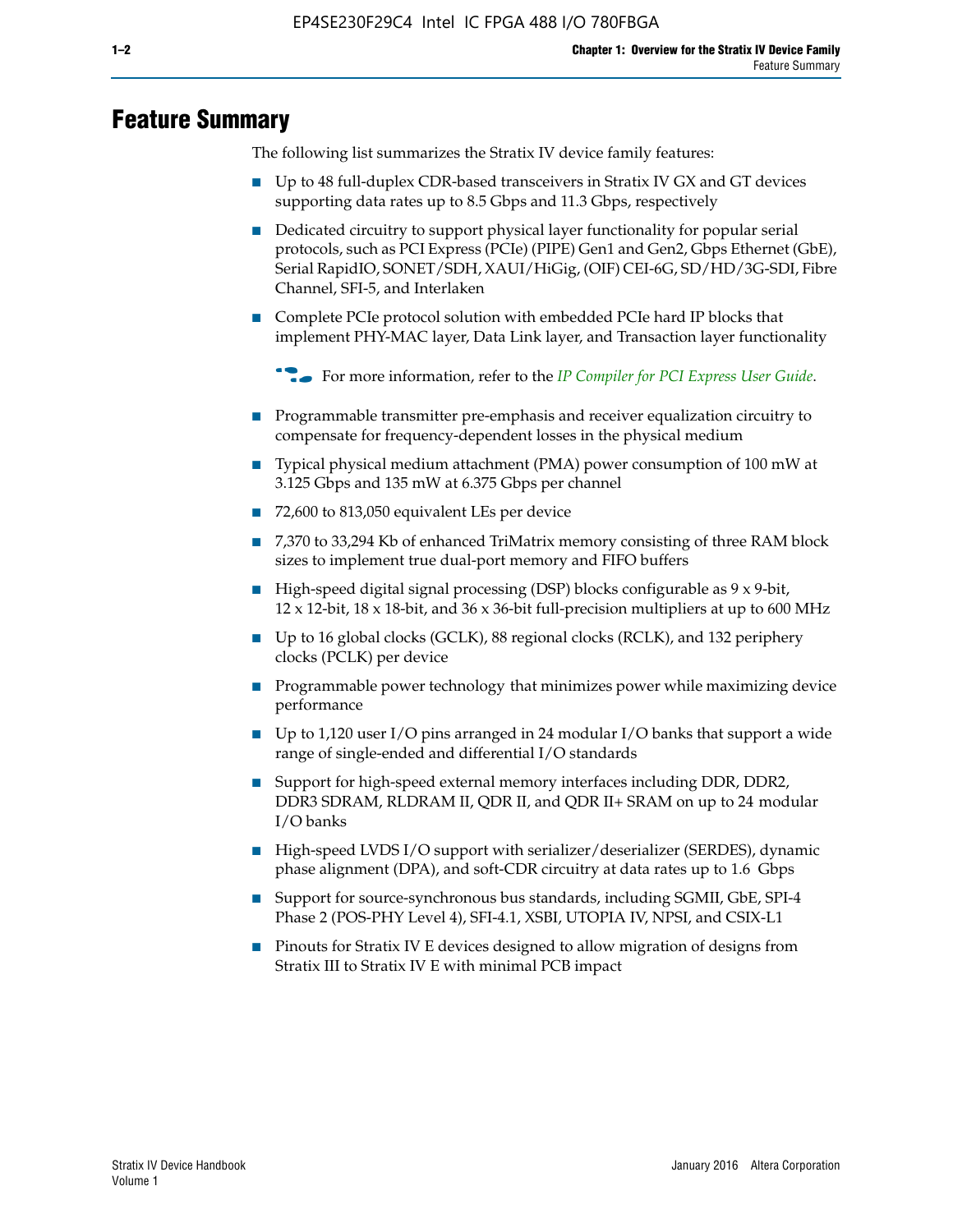# Feature Summary

The following list summarizes the Stratix IV device family features:

- Up to 48 full-duplex CDR-based transceivers in Stratix IV GX and GT devices supporting data rates up to 8.5 Gbps and 11.3 Gbps, respectively
- Dedicated circuitry to support physical layer functionality for popular serial protocols, such as PCI Express (PCIe) (PIPE) Gen1 and Gen2, Gbps Ethernet (GbE), Serial RapidIO, SONET/SDH, XAUI/HiGig, (OIF) CEI-6G, SD/HD/3G-SDI, Fibre Channel, SFI-5, and Interlaken
- Complete PCIe protocol solution with embedded PCIe hard IP blocks that implement PHY-MAC layer, Data Link layer, and Transaction layer functionality

  For more information, refer to the *IP Compiler for PCI Express User Guide*.

- Programmable transmitter pre-emphasis and receiver equalization circuitry to compensate for frequency-dependent losses in the physical medium
- Typical physical medium attachment (PMA) power consumption of 100 mW at 3.125 Gbps and 135 mW at 6.375 Gbps per channel
- 72,600 to 813,050 equivalent LEs per device
- 7,370 to 33,294 Kb of enhanced TriMatrix memory consisting of three RAM block sizes to implement true dual-port memory and FIFO buffers
- High-speed digital signal processing (DSP) blocks configurable as 9 x 9-bit, 12 x 12-bit, 18 x 18-bit, and 36 x 36-bit full-precision multipliers at up to 600 MHz
- Up to 16 global clocks (GCLK), 88 regional clocks (RCLK), and 132 periphery clocks (PCLK) per device
- Programmable power technology that minimizes power while maximizing device performance
- Up to 1,120 user I/O pins arranged in 24 modular I/O banks that support a wide range of single-ended and differential I/O standards
- Support for high-speed external memory interfaces including DDR, DDR2, DDR3 SDRAM, RLDRAM II, QDR II, and QDR II+ SRAM on up to 24 modular I/O banks
- High-speed LVDS I/O support with serializer/deserializer (SERDES), dynamic phase alignment (DPA), and soft-CDR circuitry at data rates up to 1.6 Gbps
- Support for source-synchronous bus standards, including SGMII, GbE, SPI-4 Phase 2 (POS-PHY Level 4), SFI-4.1, XSBI, UTOPIA IV, NPSI, and CSIX-L1
- Pinouts for Stratix IV E devices designed to allow migration of designs from Stratix III to Stratix IV E with minimal PCB impact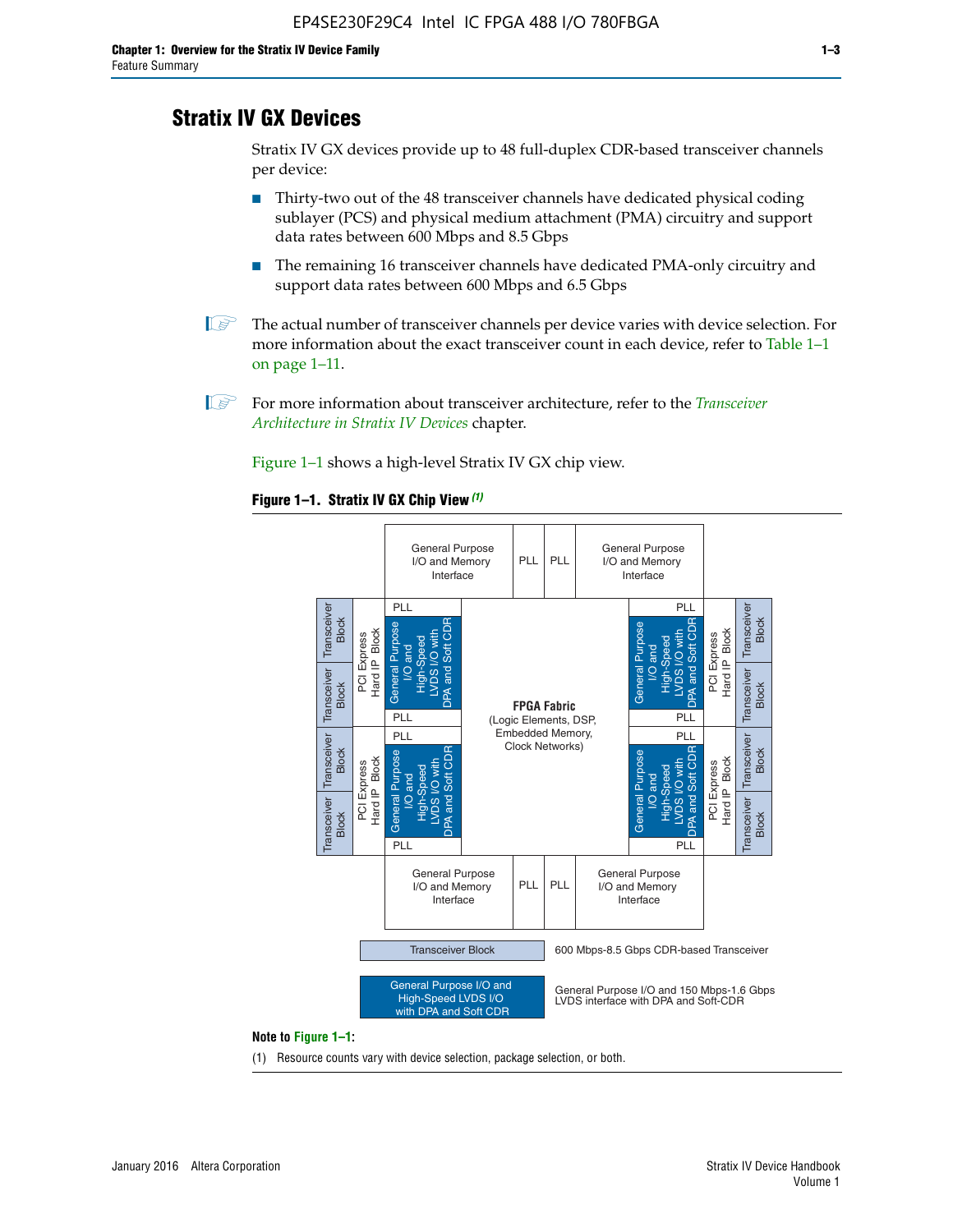# Stratix IV GX Devices

Stratix IV GX devices provide up to 48 full-duplex CDR-based transceiver channels per device:

- Thirty-two out of the 48 transceiver channels have dedicated physical coding sublayer (PCS) and physical medium attachment (PMA) circuitry and support data rates between 600 Mbps and 8.5 Gbps
- The remaining 16 transceiver channels have dedicated PMA-only circuitry and support data rates between 600 Mbps and 6.5 Gbps

The actual number of transceiver channels per device varies with device selection. For more information about the exact transceiver count in each device, refer to Table 1–1 on page 1–11.

For more information about transceiver architecture, refer to the *Transceiver Architecture in Stratix IV Devices* chapter.

Figure 1–1 shows a high-level Stratix IV GX chip view.

**Figure 1–1. Stratix IV GX Chip View** *(1)*

General Purpose I/O and Memory Interface | PLL | PLL | General Purpose I/O and Memory Interface

Transceiver Block | Transceiver Block | PCI Express Hard IP Block | PLL | General Purpose I/O and High-Speed LVDS I/O with DPA and Soft CDR | PLL

Transceiver Block | Transceiver Block | PCI Express Hard IP Block | PLL | General Purpose I/O and High-Speed LVDS I/O with DPA and Soft CDR | PLL

**FPGA Fabric**
(Logic Elements, DSP, Embedded Memory, Clock Networks)

Transceiver Block | 600 Mbps-8.5 Gbps CDR-based Transceiver

General Purpose I/O and High-Speed LVDS I/O with DPA and Soft CDR | General Purpose I/O and 150 Mbps-1.6 Gbps LVDS interface with DPA and Soft-CDR

**Note to Figure 1–1:**

(1) Resource counts vary with device selection, package selection, or both.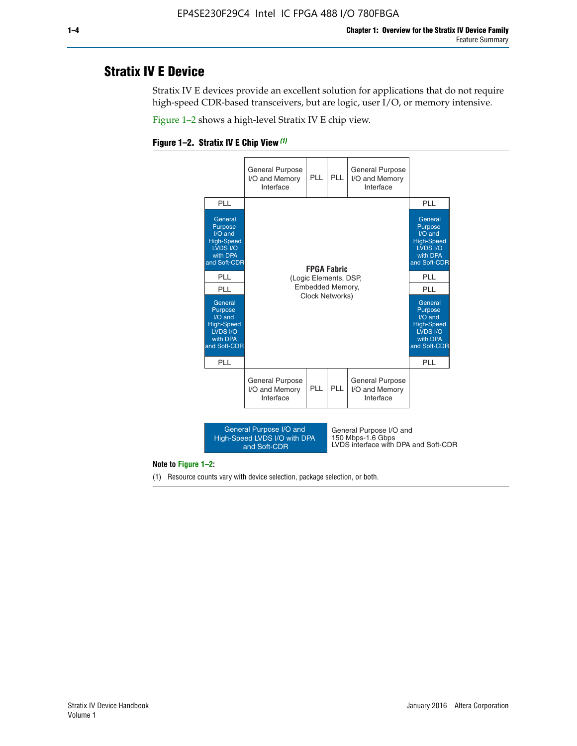## Stratix IV E Device

Stratix IV E devices provide an excellent solution for applications that do not require high-speed CDR-based transceivers, but are logic, user I/O, or memory intensive.

Figure 1–2 shows a high-level Stratix IV E chip view.

**Figure 1–2. Stratix IV E Chip View (1)**

| | General Purpose I/O and Memory Interface | PLL | PLL | General Purpose I/O and Memory Interface | |
|---|---|---|---|---|---|
| PLL | | | | | PLL |
| General Purpose I/O and High-Speed LVDS I/O with DPA and Soft-CDR | | | | | General Purpose I/O and High-Speed LVDS I/O with DPA and Soft-CDR |
| PLL | | **FPGA Fabric** (Logic Elements, DSP, Embedded Memory, Clock Networks) | | | PLL |
| PLL | | | | | PLL |
| General Purpose I/O and High-Speed LVDS I/O with DPA and Soft-CDR | | | | | General Purpose I/O and High-Speed LVDS I/O with DPA and Soft-CDR |
| PLL | | | | | PLL |
| | General Purpose I/O and Memory Interface | PLL | PLL | General Purpose I/O and Memory Interface | |

Legend: General Purpose I/O and High-Speed LVDS I/O with DPA and Soft-CDR — General Purpose I/O and 150 Mbps-1.6 Gbps LVDS interface with DPA and Soft-CDR

**Note to Figure 1–2:**

(1) Resource counts vary with device selection, package selection, or both.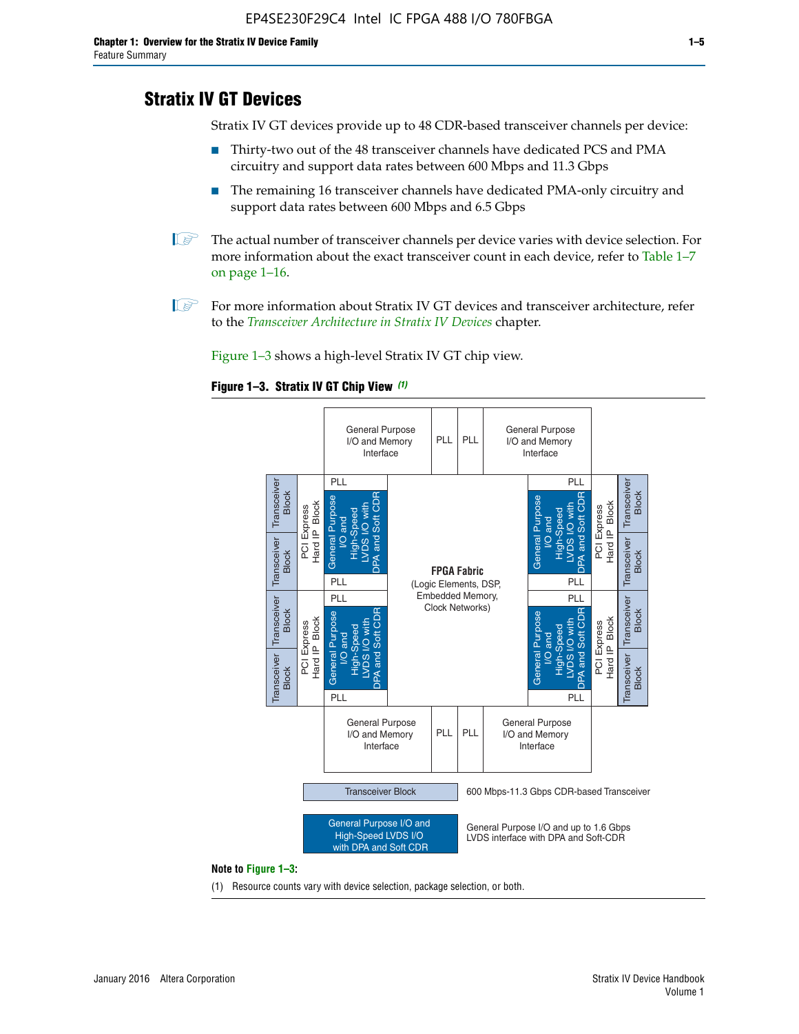# Stratix IV GT Devices

Stratix IV GT devices provide up to 48 CDR-based transceiver channels per device:

- Thirty-two out of the 48 transceiver channels have dedicated PCS and PMA circuitry and support data rates between 600 Mbps and 11.3 Gbps
- The remaining 16 transceiver channels have dedicated PMA-only circuitry and support data rates between 600 Mbps and 6.5 Gbps

The actual number of transceiver channels per device varies with device selection. For more information about the exact transceiver count in each device, refer to Table 1–7 on page 1–16.

For more information about Stratix IV GT devices and transceiver architecture, refer to the *Transceiver Architecture in Stratix IV Devices* chapter.

Figure 1–3 shows a high-level Stratix IV GT chip view.

**Figure 1–3. Stratix IV GT Chip View** *(1)*

Transceiver Block — 600 Mbps-11.3 Gbps CDR-based Transceiver

General Purpose I/O and High-Speed LVDS I/O with DPA and Soft CDR — General Purpose I/O and up to 1.6 Gbps LVDS interface with DPA and Soft-CDR

**Note to Figure 1–3:**

(1) Resource counts vary with device selection, package selection, or both.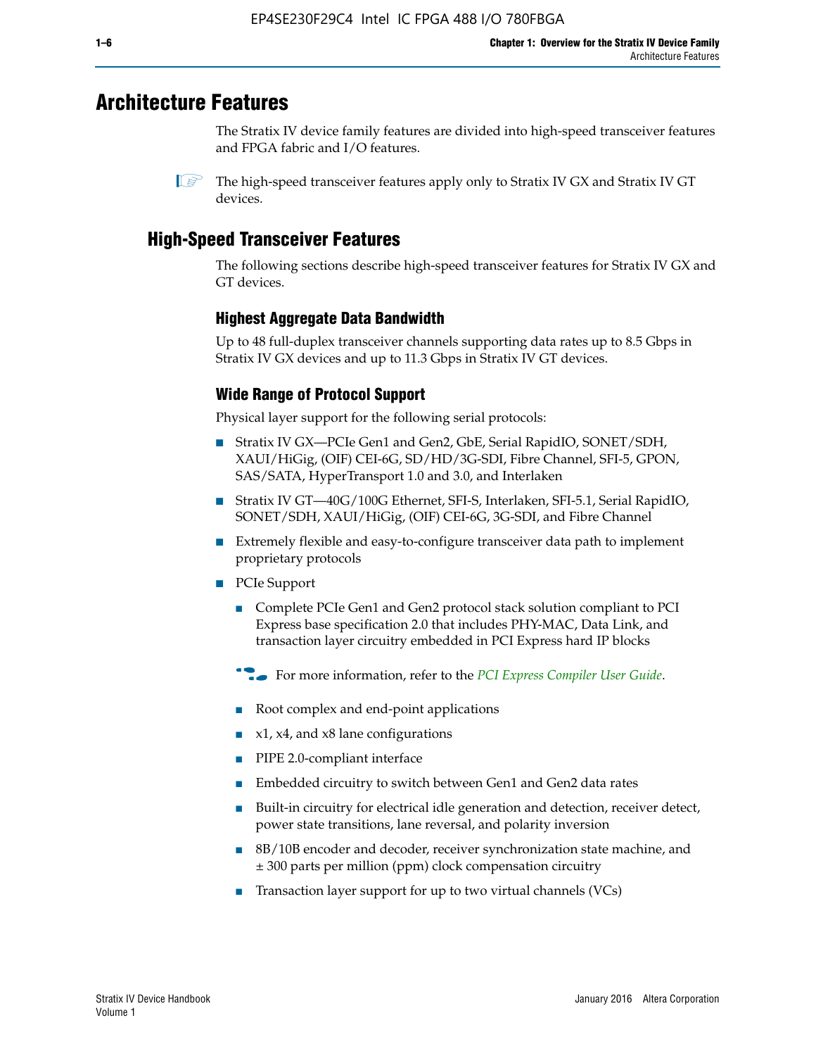# Architecture Features

The Stratix IV device family features are divided into high-speed transceiver features and FPGA fabric and I/O features.

The high-speed transceiver features apply only to Stratix IV GX and Stratix IV GT devices.

## High-Speed Transceiver Features

The following sections describe high-speed transceiver features for Stratix IV GX and GT devices.

### Highest Aggregate Data Bandwidth

Up to 48 full-duplex transceiver channels supporting data rates up to 8.5 Gbps in Stratix IV GX devices and up to 11.3 Gbps in Stratix IV GT devices.

### Wide Range of Protocol Support

Physical layer support for the following serial protocols:

- Stratix IV GX—PCIe Gen1 and Gen2, GbE, Serial RapidIO, SONET/SDH, XAUI/HiGig, (OIF) CEI-6G, SD/HD/3G-SDI, Fibre Channel, SFI-5, GPON, SAS/SATA, HyperTransport 1.0 and 3.0, and Interlaken
- Stratix IV GT—40G/100G Ethernet, SFI-S, Interlaken, SFI-5.1, Serial RapidIO, SONET/SDH, XAUI/HiGig, (OIF) CEI-6G, 3G-SDI, and Fibre Channel
- Extremely flexible and easy-to-configure transceiver data path to implement proprietary protocols
- PCIe Support
  - Complete PCIe Gen1 and Gen2 protocol stack solution compliant to PCI Express base specification 2.0 that includes PHY-MAC, Data Link, and transaction layer circuitry embedded in PCI Express hard IP blocks

  For more information, refer to the *PCI Express Compiler User Guide*.

  - Root complex and end-point applications
  - x1, x4, and x8 lane configurations
  - PIPE 2.0-compliant interface
  - Embedded circuitry to switch between Gen1 and Gen2 data rates
  - Built-in circuitry for electrical idle generation and detection, receiver detect, power state transitions, lane reversal, and polarity inversion
  - 8B/10B encoder and decoder, receiver synchronization state machine, and ± 300 parts per million (ppm) clock compensation circuitry
  - Transaction layer support for up to two virtual channels (VCs)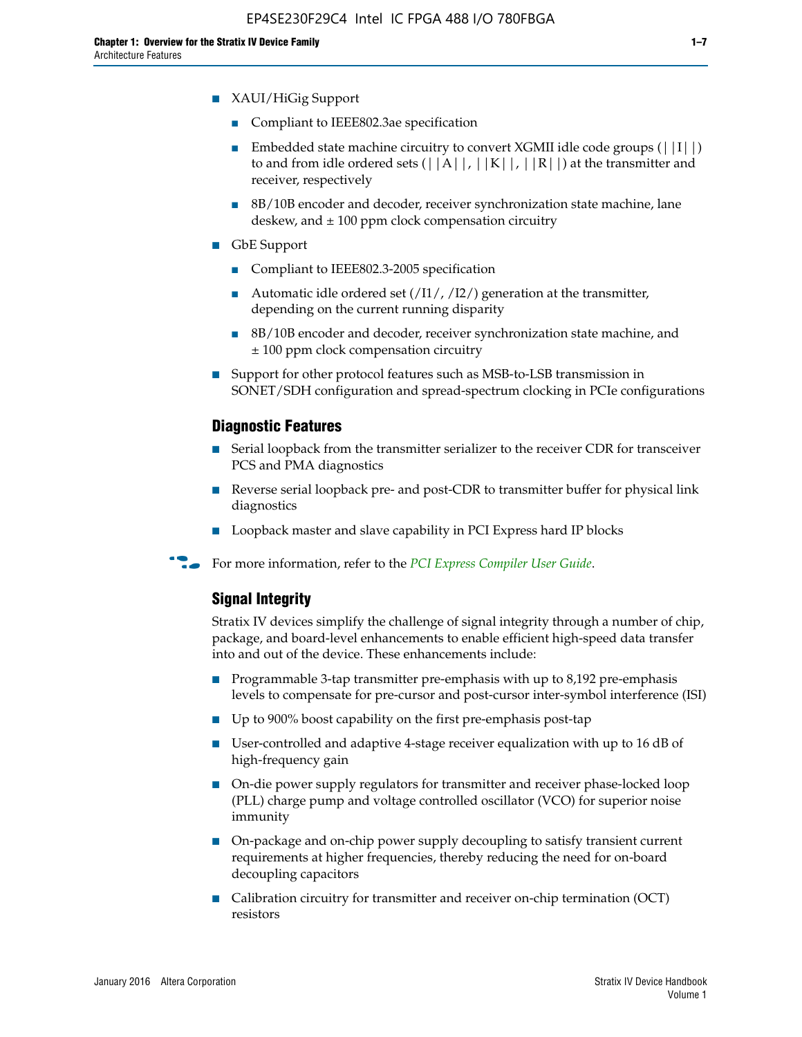- XAUI/HiGig Support
  - Compliant to IEEE802.3ae specification
  - Embedded state machine circuitry to convert XGMII idle code groups (||I||) to and from idle ordered sets (||A||, ||K||, ||R||) at the transmitter and receiver, respectively
  - 8B/10B encoder and decoder, receiver synchronization state machine, lane deskew, and ± 100 ppm clock compensation circuitry
- GbE Support
  - Compliant to IEEE802.3-2005 specification
  - Automatic idle ordered set (/I1/, /I2/) generation at the transmitter, depending on the current running disparity
  - 8B/10B encoder and decoder, receiver synchronization state machine, and ± 100 ppm clock compensation circuitry
- Support for other protocol features such as MSB-to-LSB transmission in SONET/SDH configuration and spread-spectrum clocking in PCIe configurations

### Diagnostic Features

- Serial loopback from the transmitter serializer to the receiver CDR for transceiver PCS and PMA diagnostics
- Reverse serial loopback pre- and post-CDR to transmitter buffer for physical link diagnostics
- Loopback master and slave capability in PCI Express hard IP blocks

For more information, refer to the *PCI Express Compiler User Guide*.

### Signal Integrity

Stratix IV devices simplify the challenge of signal integrity through a number of chip, package, and board-level enhancements to enable efficient high-speed data transfer into and out of the device. These enhancements include:

- Programmable 3-tap transmitter pre-emphasis with up to 8,192 pre-emphasis levels to compensate for pre-cursor and post-cursor inter-symbol interference (ISI)
- Up to 900% boost capability on the first pre-emphasis post-tap
- User-controlled and adaptive 4-stage receiver equalization with up to 16 dB of high-frequency gain
- On-die power supply regulators for transmitter and receiver phase-locked loop (PLL) charge pump and voltage controlled oscillator (VCO) for superior noise immunity
- On-package and on-chip power supply decoupling to satisfy transient current requirements at higher frequencies, thereby reducing the need for on-board decoupling capacitors
- Calibration circuitry for transmitter and receiver on-chip termination (OCT) resistors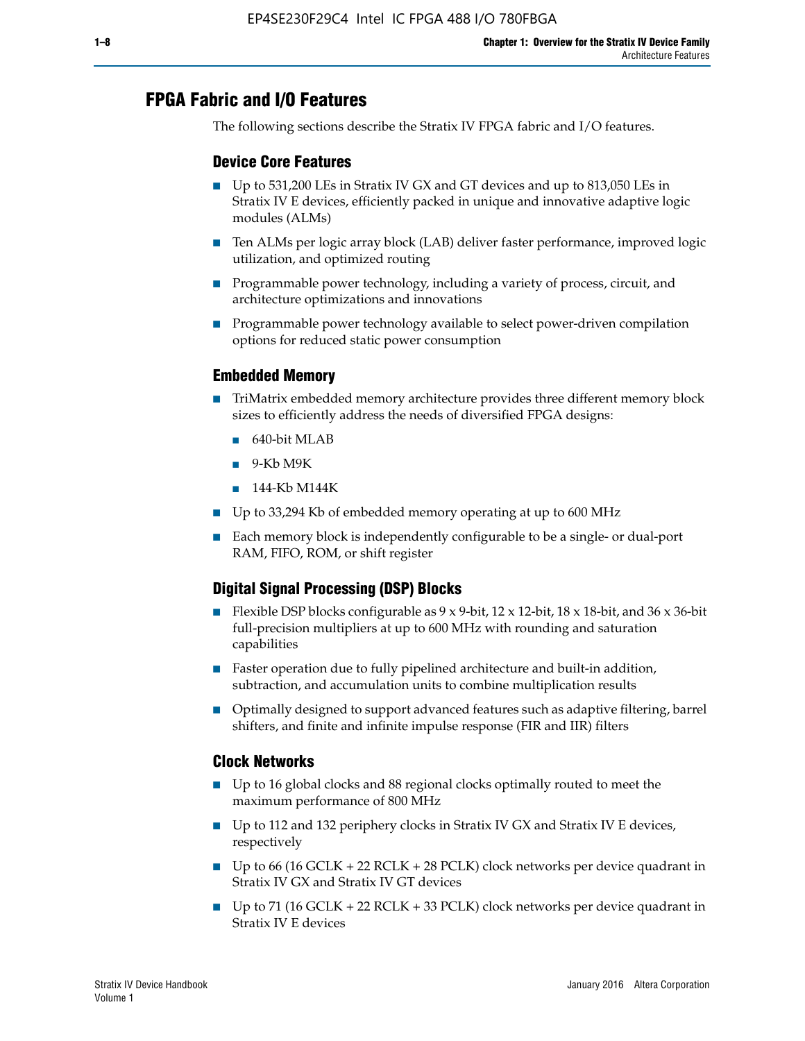## FPGA Fabric and I/O Features

The following sections describe the Stratix IV FPGA fabric and I/O features.

### Device Core Features

- Up to 531,200 LEs in Stratix IV GX and GT devices and up to 813,050 LEs in Stratix IV E devices, efficiently packed in unique and innovative adaptive logic modules (ALMs)
- Ten ALMs per logic array block (LAB) deliver faster performance, improved logic utilization, and optimized routing
- Programmable power technology, including a variety of process, circuit, and architecture optimizations and innovations
- Programmable power technology available to select power-driven compilation options for reduced static power consumption

### Embedded Memory

- TriMatrix embedded memory architecture provides three different memory block sizes to efficiently address the needs of diversified FPGA designs:
  - 640-bit MLAB
  - 9-Kb M9K
  - 144-Kb M144K
- Up to 33,294 Kb of embedded memory operating at up to 600 MHz
- Each memory block is independently configurable to be a single- or dual-port RAM, FIFO, ROM, or shift register

### Digital Signal Processing (DSP) Blocks

- Flexible DSP blocks configurable as 9 x 9-bit, 12 x 12-bit, 18 x 18-bit, and 36 x 36-bit full-precision multipliers at up to 600 MHz with rounding and saturation capabilities
- Faster operation due to fully pipelined architecture and built-in addition, subtraction, and accumulation units to combine multiplication results
- Optimally designed to support advanced features such as adaptive filtering, barrel shifters, and finite and infinite impulse response (FIR and IIR) filters

### Clock Networks

- Up to 16 global clocks and 88 regional clocks optimally routed to meet the maximum performance of 800 MHz
- Up to 112 and 132 periphery clocks in Stratix IV GX and Stratix IV E devices, respectively
- Up to 66 (16 GCLK + 22 RCLK + 28 PCLK) clock networks per device quadrant in Stratix IV GX and Stratix IV GT devices
- Up to 71 (16 GCLK + 22 RCLK + 33 PCLK) clock networks per device quadrant in Stratix IV E devices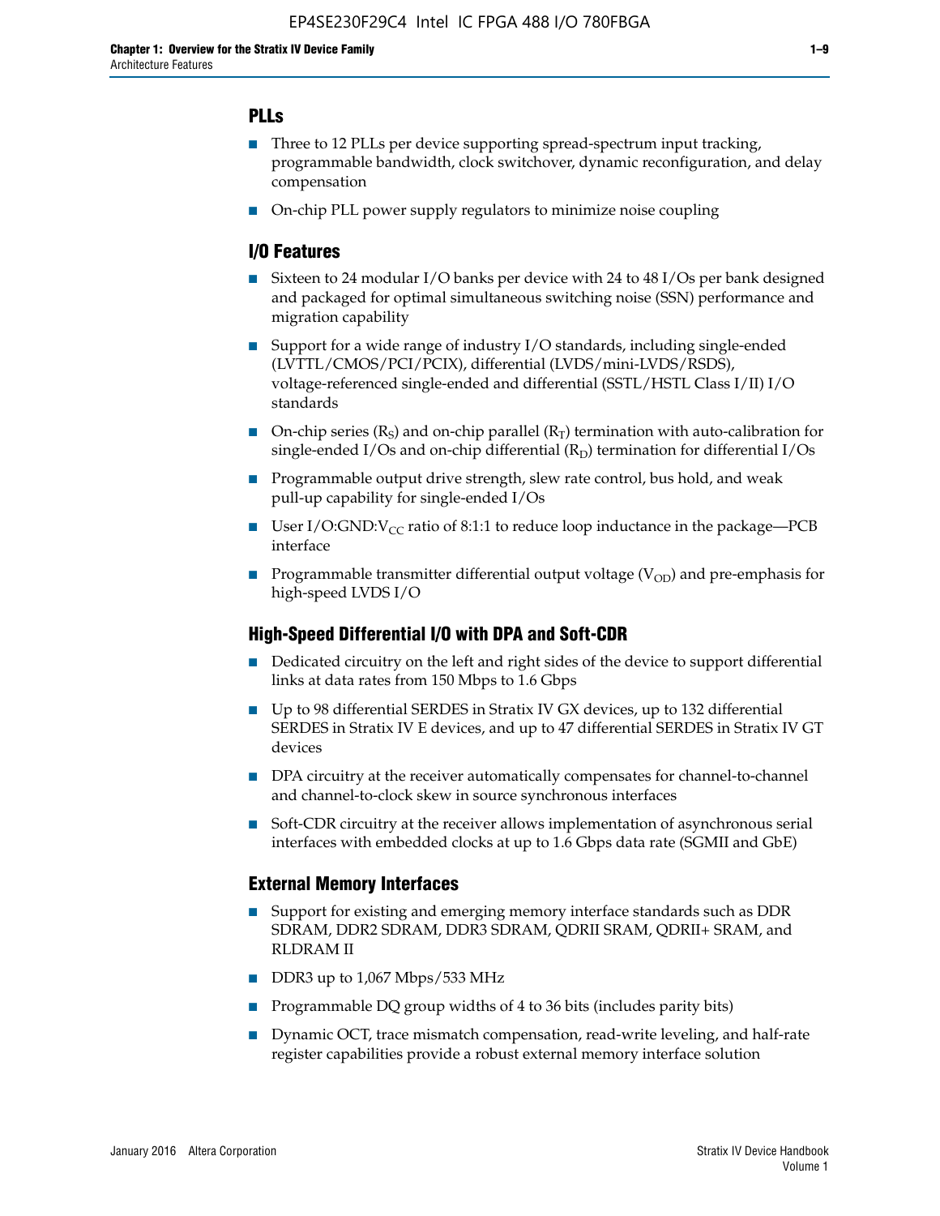## PLLs

- Three to 12 PLLs per device supporting spread-spectrum input tracking, programmable bandwidth, clock switchover, dynamic reconfiguration, and delay compensation
- On-chip PLL power supply regulators to minimize noise coupling

## I/O Features

- Sixteen to 24 modular I/O banks per device with 24 to 48 I/Os per bank designed and packaged for optimal simultaneous switching noise (SSN) performance and migration capability
- Support for a wide range of industry I/O standards, including single-ended (LVTTL/CMOS/PCI/PCIX), differential (LVDS/mini-LVDS/RSDS), voltage-referenced single-ended and differential (SSTL/HSTL Class I/II) I/O standards
- On-chip series ($R_S$) and on-chip parallel ($R_T$) termination with auto-calibration for single-ended I/Os and on-chip differential ($R_D$) termination for differential I/Os
- Programmable output drive strength, slew rate control, bus hold, and weak pull-up capability for single-ended I/Os
- User I/O:GND:$V_{CC}$ ratio of 8:1:1 to reduce loop inductance in the package—PCB interface
- Programmable transmitter differential output voltage ($V_{OD}$) and pre-emphasis for high-speed LVDS I/O

## High-Speed Differential I/O with DPA and Soft-CDR

- Dedicated circuitry on the left and right sides of the device to support differential links at data rates from 150 Mbps to 1.6 Gbps
- Up to 98 differential SERDES in Stratix IV GX devices, up to 132 differential SERDES in Stratix IV E devices, and up to 47 differential SERDES in Stratix IV GT devices
- DPA circuitry at the receiver automatically compensates for channel-to-channel and channel-to-clock skew in source synchronous interfaces
- Soft-CDR circuitry at the receiver allows implementation of asynchronous serial interfaces with embedded clocks at up to 1.6 Gbps data rate (SGMII and GbE)

## External Memory Interfaces

- Support for existing and emerging memory interface standards such as DDR SDRAM, DDR2 SDRAM, DDR3 SDRAM, QDRII SRAM, QDRII+ SRAM, and RLDRAM II
- DDR3 up to 1,067 Mbps/533 MHz
- Programmable DQ group widths of 4 to 36 bits (includes parity bits)
- Dynamic OCT, trace mismatch compensation, read-write leveling, and half-rate register capabilities provide a robust external memory interface solution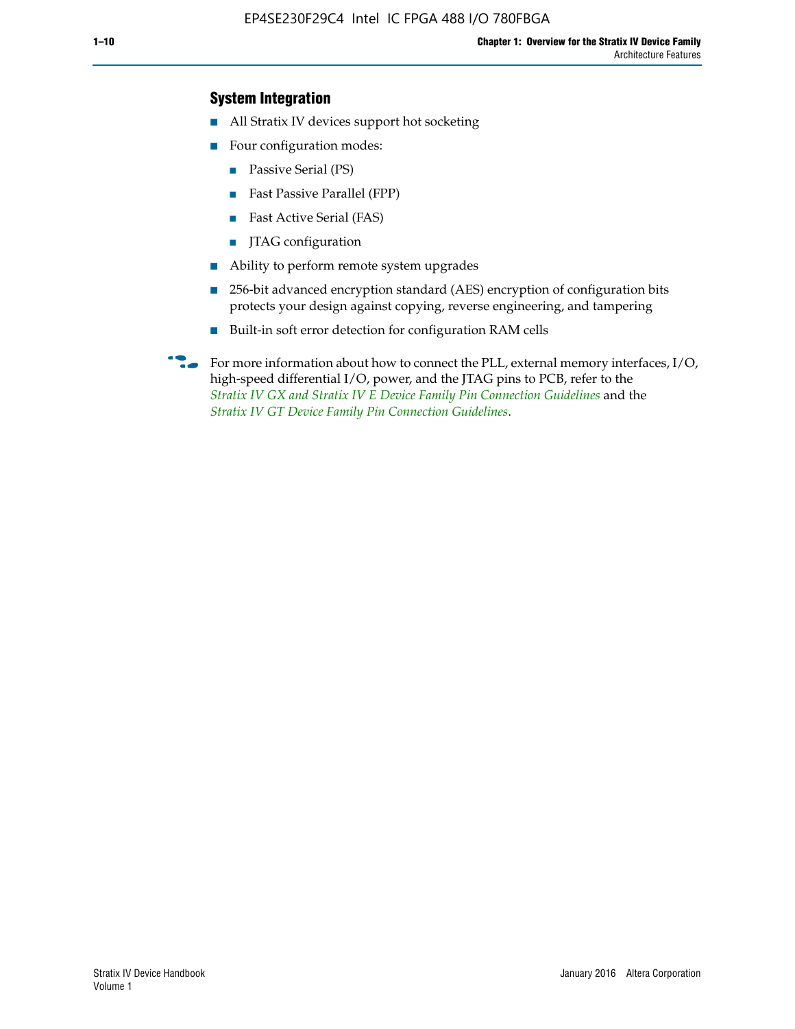### System Integration

- All Stratix IV devices support hot socketing
- Four configuration modes:
  - Passive Serial (PS)
  - Fast Passive Parallel (FPP)
  - Fast Active Serial (FAS)
  - JTAG configuration
- Ability to perform remote system upgrades
- 256-bit advanced encryption standard (AES) encryption of configuration bits protects your design against copying, reverse engineering, and tampering
- Built-in soft error detection for configuration RAM cells

For more information about how to connect the PLL, external memory interfaces, I/O, high-speed differential I/O, power, and the JTAG pins to PCB, refer to the *Stratix IV GX and Stratix IV E Device Family Pin Connection Guidelines* and the *Stratix IV GT Device Family Pin Connection Guidelines*.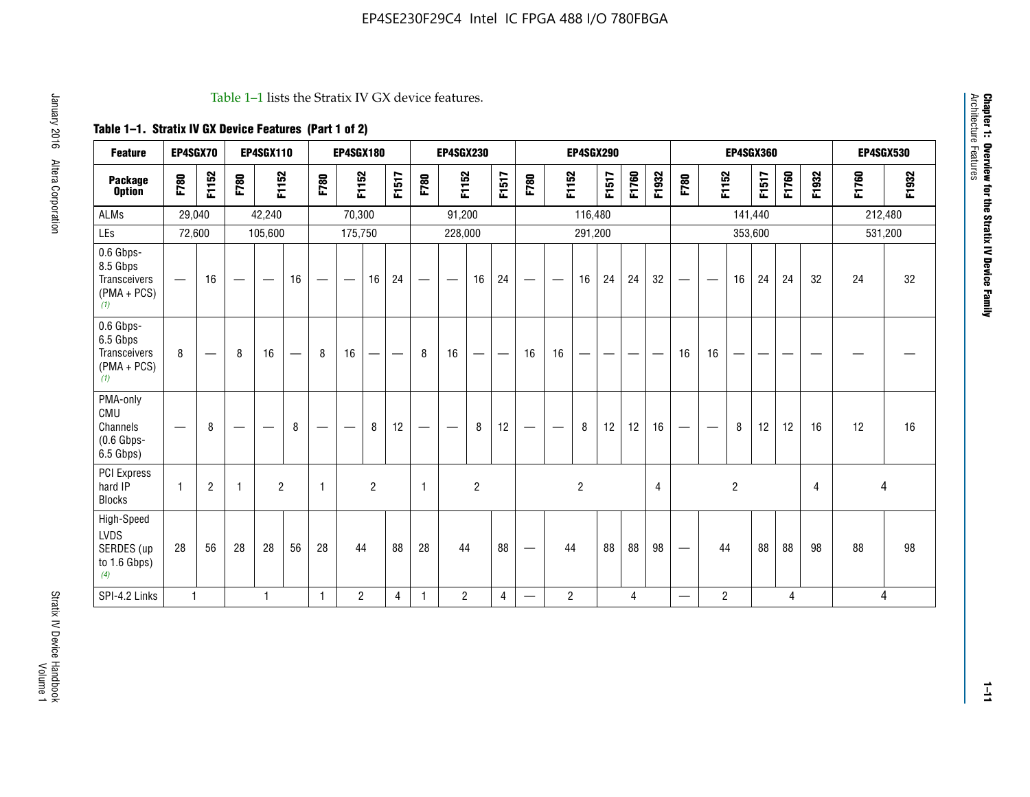Table 1–1 lists the Stratix IV GX device features.

**Table 1–1. Stratix IV GX Device Features (Part 1 of 2)**

| Feature | EP4SGX70 | | EP4SGX110 | | | EP4SGX180 | | | | EP4SGX230 | | | | EP4SGX290 | | | | | | EP4SGX360 | | | | | | EP4SGX530 | |
|---|---|---|---|---|---|---|---|---|---|---|---|---|---|---|---|---|---|---|---|---|---|---|---|---|---|---|---|
| **Package Option** | F780 | F1152 | F780 | F1152 | | F780 | F1152 | | F1517 | F780 | F1152 | | F1517 | F780 | F1152 | | F1517 | F1760 | F1932 | F780 | F1152 | | F1517 | F1760 | F1932 | F1760 | F1932 |
| ALMs | 29,040 | | 42,240 | | | 70,300 | | | | 91,200 | | | | 116,480 | | | | | | 141,440 | | | | | | 212,480 | |
| LEs | 72,600 | | 105,600 | | | 175,750 | | | | 228,000 | | | | 291,200 | | | | | | 353,600 | | | | | | 531,200 | |
| 0.6 Gbps-8.5 Gbps Transceivers (PMA + PCS) (1) | — | 16 | — | — | 16 | — | — | 16 | 24 | — | — | 16 | 24 | — | — | 16 | 24 | 24 | 32 | — | — | 16 | 24 | 24 | 32 | 24 | 32 |
| 0.6 Gbps-6.5 Gbps Transceivers (PMA + PCS) (1) | 8 | — | 8 | 16 | — | 8 | 16 | — | — | 8 | 16 | — | — | 16 | 16 | — | — | — | — | 16 | 16 | — | — | — | — | — | — |
| PMA-only CMU Channels (0.6 Gbps-6.5 Gbps) | — | 8 | — | — | 8 | — | — | 8 | 12 | — | — | 8 | 12 | — | — | 8 | 12 | 12 | 16 | — | — | 8 | 12 | 12 | 16 | 12 | 16 |
| PCI Express hard IP Blocks | 1 | 2 | 1 | 2 | | 1 | 2 | | | 1 | 2 | | | 2 | | | | | 4 | 2 | | | | | 4 | 4 | |
| High-Speed LVDS SERDES (up to 1.6 Gbps) (4) | 28 | 56 | 28 | 28 | 56 | 28 | 44 | | 88 | 28 | 44 | | 88 | — | 44 | | 88 | 88 | 98 | — | 44 | | 88 | 88 | 98 | 88 | 98 |
| SPI-4.2 Links | 1 | | 1 | | | 1 | 2 | | 4 | 1 | 2 | | 4 | — | 2 | | 4 | | | — | 2 | | 4 | | | 4 | |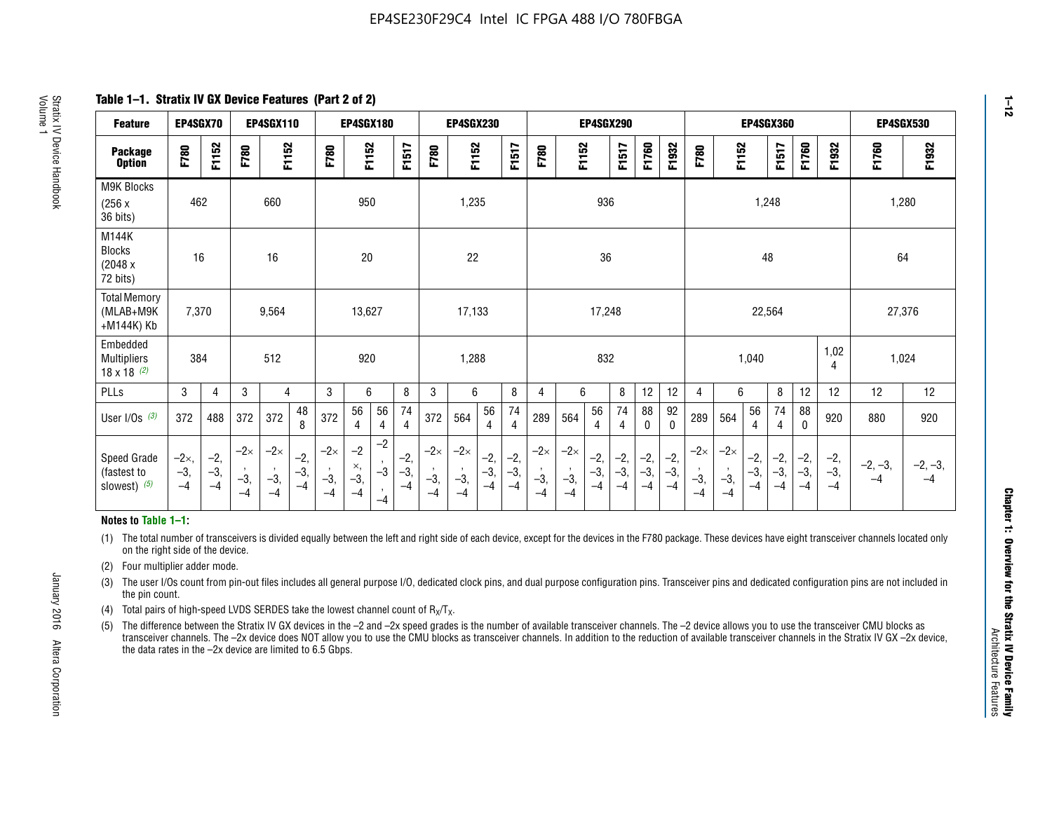**Table 1–1. Stratix IV GX Device Features (Part 2 of 2)**

| Feature | EP4SGX70 | | EP4SGX110 | | | EP4SGX180 | | | | EP4SGX230 | | | | EP4SGX290 | | | | | | EP4SGX360 | | | | | | EP4SGX530 | |
|---|---|---|---|---|---|---|---|---|---|---|---|---|---|---|---|---|---|---|---|---|---|---|---|---|---|---|---|
| Package Option | F780 | F1152 | F780 | F1152 | | F780 | F1152 | | F1517 | F780 | F1152 | | F1517 | F780 | F1152 | | F1517 | F1760 | F1932 | F780 | F1152 | | F1517 | F1760 | F1932 | F1760 | F1932 |
| M9K Blocks (256 x 36 bits) | 462 | | 660 | | | 950 | | | | 1,235 | | | | 936 | | | | | | 1,248 | | | | | | 1,280 | |
| M144K Blocks (2048 x 72 bits) | 16 | | 16 | | | 20 | | | | 22 | | | | 36 | | | | | | 48 | | | | | | 64 | |
| Total Memory (MLAB+M9K +M144K) Kb | 7,370 | | 9,564 | | | 13,627 | | | | 17,133 | | | | 17,248 | | | | | | 22,564 | | | | | | 27,376 | |
| Embedded Multipliers 18 x 18 (2) | 384 | | 512 | | | 920 | | | | 1,288 | | | | 832 | | | | | | 1,040 | | | | | 1,024 | 1,024 | |
| PLLs | 3 | 4 | 3 | 4 | | 3 | 6 | | 8 | 3 | 6 | | 8 | 4 | 6 | | 8 | 12 | 12 | 4 | 6 | | 8 | 12 | 12 | 12 | 12 |
| User I/Os (3) | 372 | 488 | 372 | 372 | 488 | 372 | 564 | 564 | 744 | 372 | 564 | 564 | 744 | 289 | 564 | 564 | 744 | 880 | 920 | 289 | 564 | 564 | 744 | 880 | 920 | 880 | 920 |
| Speed Grade (fastest to slowest) (5) | –2×, –3, –4 | –2, –3, –4 | –2×, –3, –4 | –2×, –3, –4 | –2, –3, –4 | –2×, –3, –4 | –2×, –3, –4 | –2, –3, –4 | –2, –3, –4 | –2×, –3, –4 | –2×, –3, –4 | –2, –3, –4 | –2, –3, –4 | –2×, –3, –4 | –2×, –3, –4 | –2, –3, –4 | –2, –3, –4 | –2, –3, –4 | –2, –3, –4 | –2×, –3, –4 | –2×, –3, –4 | –2, –3, –4 | –2, –3, –4 | –2, –3, –4 | –2, –3, –4 | –2, –3, –4 | –2, –3, –4 |

**Notes to Table 1–1:**

(1) The total number of transceivers is divided equally between the left and right side of each device, except for the devices in the F780 package. These devices have eight transceiver channels located only on the right side of the device.

(2) Four multiplier adder mode.

(3) The user I/Os count from pin-out files includes all general purpose I/O, dedicated clock pins, and dual purpose configuration pins. Transceiver pins and dedicated configuration pins are not included in the pin count.

(4) Total pairs of high-speed LVDS SERDES take the lowest channel count of $R_X/T_X$.

(5) The difference between the Stratix IV GX devices in the –2 and –2x speed grades is the number of available transceiver channels. The –2 device allows you to use the transceiver CMU blocks as transceiver channels. The –2x device does NOT allow you to use the CMU blocks as transceiver channels. In addition to the reduction of available transceiver channels in the Stratix IV GX –2x device, the data rates in the –2x device are limited to 6.5 Gbps.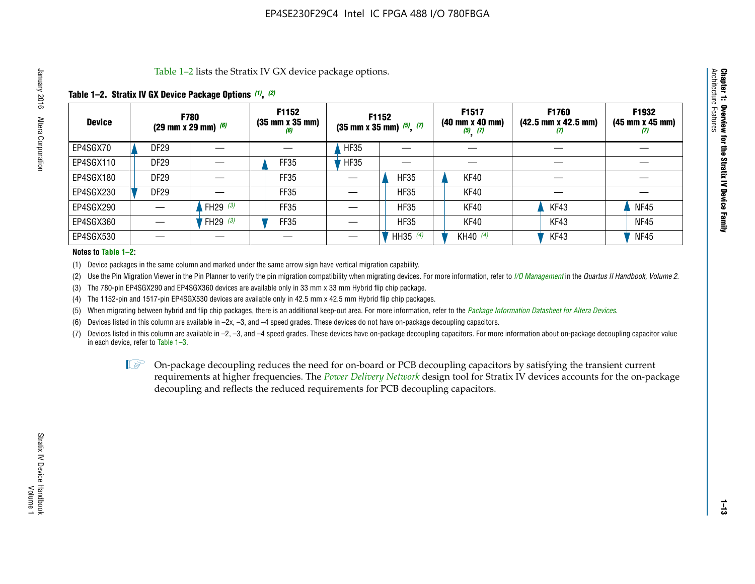Table 1–2 lists the Stratix IV GX device package options.

**Table 1–2. Stratix IV GX Device Package Options (1), (2)**

| Device | F780 (29 mm x 29 mm) (6) | | F1152 (35 mm x 35 mm) (6) | F1152 (35 mm x 35 mm) (5), (7) | | F1517 (40 mm x 40 mm) (5), (7) | F1760 (42.5 mm x 42.5 mm) (7) | F1932 (45 mm x 45 mm) (7) |
|---|---|---|---|---|---|---|---|---|
| EP4SGX70 | DF29 | — | — | HF35 | — | — | — | — |
| EP4SGX110 | DF29 | — | FF35 | HF35 | — | — | — | — |
| EP4SGX180 | DF29 | — | FF35 | — | HF35 | KF40 | — | — |
| EP4SGX230 | DF29 | — | FF35 | — | HF35 | KF40 | — | — |
| EP4SGX290 | — | FH29 (3) | FF35 | — | HF35 | KF40 | KF43 | NF45 |
| EP4SGX360 | — | FH29 (3) | FF35 | — | HF35 | KF40 | KF43 | NF45 |
| EP4SGX530 | — | — | — | — | HH35 (4) | KH40 (4) | KF43 | NF45 |

**Notes to Table 1–2:**

(1) Device packages in the same column and marked under the same arrow sign have vertical migration capability.

(2) Use the Pin Migration Viewer in the Pin Planner to verify the pin migration compatibility when migrating devices. For more information, refer to *I/O Management* in the *Quartus II Handbook, Volume 2*.

(3) The 780-pin EP4SGX290 and EP4SGX360 devices are available only in 33 mm x 33 mm Hybrid flip chip package.

(4) The 1152-pin and 1517-pin EP4SGX530 devices are available only in 42.5 mm x 42.5 mm Hybrid flip chip packages.

(5) When migrating between hybrid and flip chip packages, there is an additional keep-out area. For more information, refer to the *Package Information Datasheet for Altera Devices*.

(6) Devices listed in this column are available in –2x, –3, and –4 speed grades. These devices do not have on-package decoupling capacitors.

(7) Devices listed in this column are available in –2, –3, and –4 speed grades. These devices have on-package decoupling capacitors. For more information about on-package decoupling capacitor value in each device, refer to Table 1–3.

On-package decoupling reduces the need for on-board or PCB decoupling capacitors by satisfying the transient current requirements at higher frequencies. The *Power Delivery Network* design tool for Stratix IV devices accounts for the on-package decoupling and reflects the reduced requirements for PCB decoupling capacitors.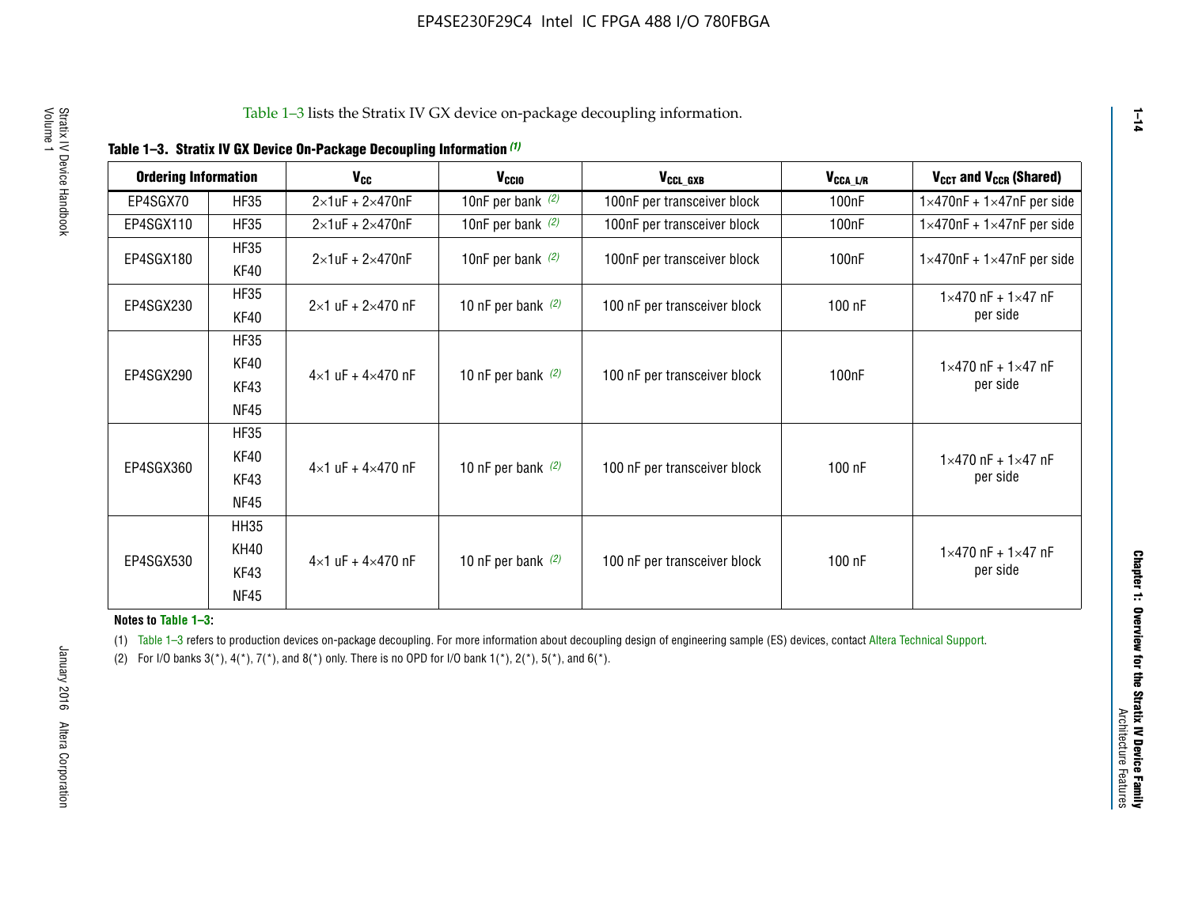Table 1–3 lists the Stratix IV GX device on-package decoupling information.

**Table 1–3. Stratix IV GX Device On-Package Decoupling Information (1)**

| Ordering Information | | $V_{CC}$ | $V_{CCIO}$ | $V_{CCL\_GXB}$ | $V_{CCA\_L/R}$ | $V_{CCT}$ and $V_{CCR}$ (Shared) |
|---|---|---|---|---|---|---|
| EP4SGX70 | HF35 | 2×1uF + 2×470nF | 10nF per bank (2) | 100nF per transceiver block | 100nF | 1×470nF + 1×47nF per side |
| EP4SGX110 | HF35 | 2×1uF + 2×470nF | 10nF per bank (2) | 100nF per transceiver block | 100nF | 1×470nF + 1×47nF per side |
| EP4SGX180 | HF35<br>KF40 | 2×1uF + 2×470nF | 10nF per bank (2) | 100nF per transceiver block | 100nF | 1×470nF + 1×47nF per side |
| EP4SGX230 | HF35<br>KF40 | 2×1 uF + 2×470 nF | 10 nF per bank (2) | 100 nF per transceiver block | 100 nF | 1×470 nF + 1×47 nF per side |
| EP4SGX290 | HF35<br>KF40<br>KF43<br>NF45 | 4×1 uF + 4×470 nF | 10 nF per bank (2) | 100 nF per transceiver block | 100nF | 1×470 nF + 1×47 nF per side |
| EP4SGX360 | HF35<br>KF40<br>KF43<br>NF45 | 4×1 uF + 4×470 nF | 10 nF per bank (2) | 100 nF per transceiver block | 100 nF | 1×470 nF + 1×47 nF per side |
| EP4SGX530 | HH35<br>KH40<br>KF43<br>NF45 | 4×1 uF + 4×470 nF | 10 nF per bank (2) | 100 nF per transceiver block | 100 nF | 1×470 nF + 1×47 nF per side |

**Notes to Table 1–3:**

(1) Table 1–3 refers to production devices on-package decoupling. For more information about decoupling design of engineering sample (ES) devices, contact Altera Technical Support.

(2) For I/O banks 3(*), 4(*), 7(*), and 8(*) only. There is no OPD for I/O bank 1(*), 2(*), 5(*), and 6(*).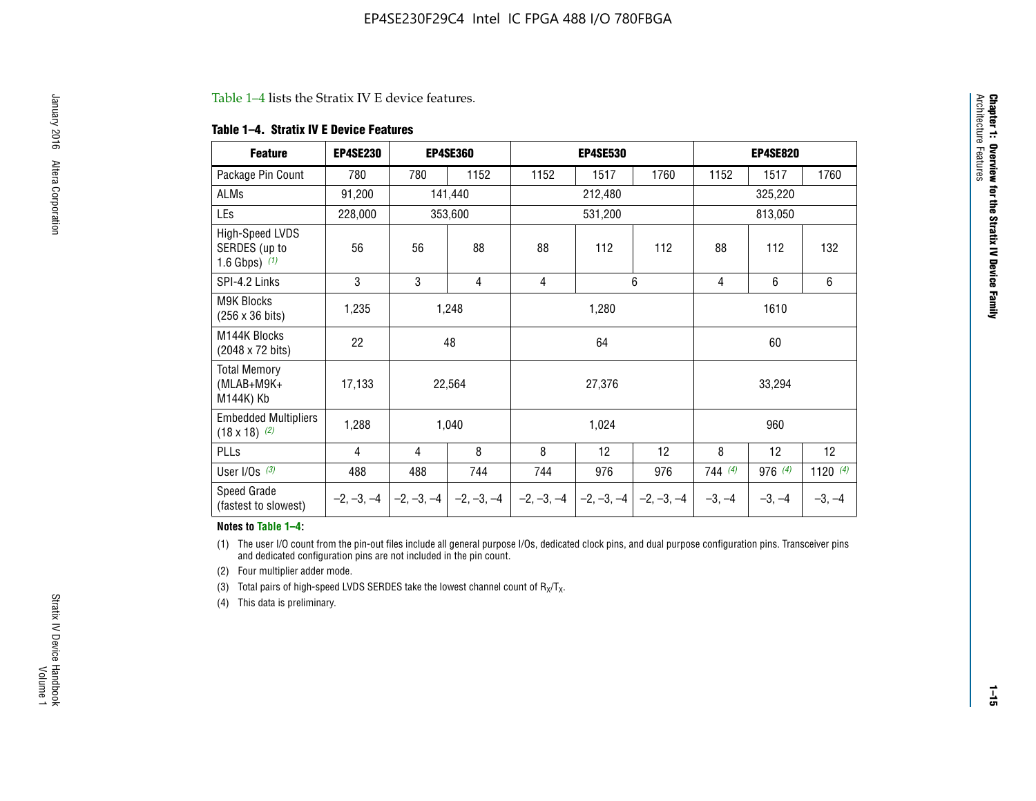Table 1–4 lists the Stratix IV E device features.

**Table 1–4. Stratix IV E Device Features**

| Feature | EP4SE230 | EP4SE360 | | EP4SE530 | | | EP4SE820 | | |
|---|---|---|---|---|---|---|---|---|---|
| Package Pin Count | 780 | 780 | 1152 | 1152 | 1517 | 1760 | 1152 | 1517 | 1760 |
| ALMs | 91,200 | 141,440 | | 212,480 | | | 325,220 | | |
| LEs | 228,000 | 353,600 | | 531,200 | | | 813,050 | | |
| High-Speed LVDS SERDES (up to 1.6 Gbps) *(1)* | 56 | 56 | 88 | 88 | 112 | 112 | 88 | 112 | 132 |
| SPI-4.2 Links | 3 | 3 | 4 | 4 | 6 | | 4 | 6 | 6 |
| M9K Blocks (256 x 36 bits) | 1,235 | 1,248 | | 1,280 | | | 1610 | | |
| M144K Blocks (2048 x 72 bits) | 22 | 48 | | 64 | | | 60 | | |
| Total Memory (MLAB+M9K+ M144K) Kb | 17,133 | 22,564 | | 27,376 | | | 33,294 | | |
| Embedded Multipliers (18 x 18) *(2)* | 1,288 | 1,040 | | 1,024 | | | 960 | | |
| PLLs | 4 | 4 | 8 | 8 | 12 | 12 | 8 | 12 | 12 |
| User I/Os *(3)* | 488 | 488 | 744 | 744 | 976 | 976 | 744 *(4)* | 976 *(4)* | 1120 *(4)* |
| Speed Grade (fastest to slowest) | –2, –3, –4 | –2, –3, –4 | –2, –3, –4 | –2, –3, –4 | –2, –3, –4 | –2, –3, –4 | –3, –4 | –3, –4 | –3, –4 |

**Notes to Table 1–4:**

(1) The user I/O count from the pin-out files include all general purpose I/Os, dedicated clock pins, and dual purpose configuration pins. Transceiver pins and dedicated configuration pins are not included in the pin count.

(2) Four multiplier adder mode.

(3) Total pairs of high-speed LVDS SERDES take the lowest channel count of $R_X/T_X$.

(4) This data is preliminary.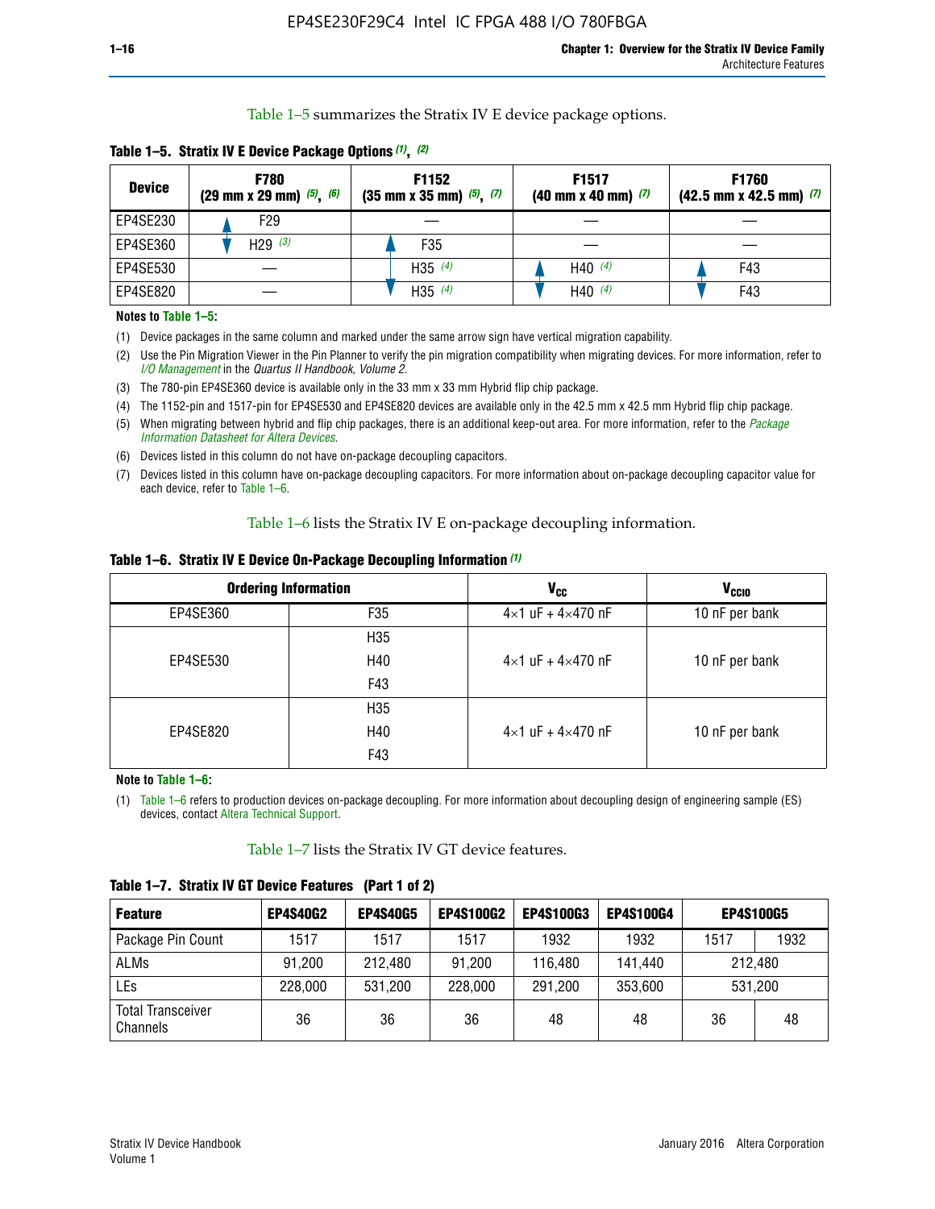Table 1–5 summarizes the Stratix IV E device package options.

**Table 1–5. Stratix IV E Device Package Options (1), (2)**

| Device | F780 (29 mm x 29 mm) (5), (6) | F1152 (35 mm x 35 mm) (5), (7) | F1517 (40 mm x 40 mm) (7) | F1760 (42.5 mm x 42.5 mm) (7) |
|---|---|---|---|---|
| EP4SE230 | F29 | — | — | — |
| EP4SE360 | H29 (3) | F35 | — | — |
| EP4SE530 | — | H35 (4) | H40 (4) | F43 |
| EP4SE820 | — | H35 (4) | H40 (4) | F43 |

**Notes to Table 1–5:**

(1) Device packages in the same column and marked under the same arrow sign have vertical migration capability.

(2) Use the Pin Migration Viewer in the Pin Planner to verify the pin migration compatibility when migrating devices. For more information, refer to *I/O Management* in the *Quartus II Handbook, Volume 2*.

(3) The 780-pin EP4SE360 device is available only in the 33 mm x 33 mm Hybrid flip chip package.

(4) The 1152-pin and 1517-pin for EP4SE530 and EP4SE820 devices are available only in the 42.5 mm x 42.5 mm Hybrid flip chip package.

(5) When migrating between hybrid and flip chip packages, there is an additional keep-out area. For more information, refer to the *Package Information Datasheet for Altera Devices*.

(6) Devices listed in this column do not have on-package decoupling capacitors.

(7) Devices listed in this column have on-package decoupling capacitors. For more information about on-package decoupling capacitor value for each device, refer to Table 1–6.

Table 1–6 lists the Stratix IV E on-package decoupling information.

**Table 1–6. Stratix IV E Device On-Package Decoupling Information (1)**

| Ordering Information | | $V_{CC}$ | $V_{CCIO}$ |
|---|---|---|---|
| EP4SE360 | F35 | 4×1 uF + 4×470 nF | 10 nF per bank |
| EP4SE530 | H35, H40, F43 | 4×1 uF + 4×470 nF | 10 nF per bank |
| EP4SE820 | H35, H40, F43 | 4×1 uF + 4×470 nF | 10 nF per bank |

**Note to Table 1–6:**

(1) Table 1–6 refers to production devices on-package decoupling. For more information about decoupling design of engineering sample (ES) devices, contact Altera Technical Support.

Table 1–7 lists the Stratix IV GT device features.

**Table 1–7. Stratix IV GT Device Features (Part 1 of 2)**

| Feature | EP4S40G2 | EP4S40G5 | EP4S100G2 | EP4S100G3 | EP4S100G4 | EP4S100G5 | |
|---|---|---|---|---|---|---|---|
| Package Pin Count | 1517 | 1517 | 1517 | 1932 | 1932 | 1517 | 1932 |
| ALMs | 91,200 | 212,480 | 91,200 | 116,480 | 141,440 | 212,480 | |
| LEs | 228,000 | 531,200 | 228,000 | 291,200 | 353,600 | 531,200 | |
| Total Transceiver Channels | 36 | 36 | 36 | 48 | 48 | 36 | 48 |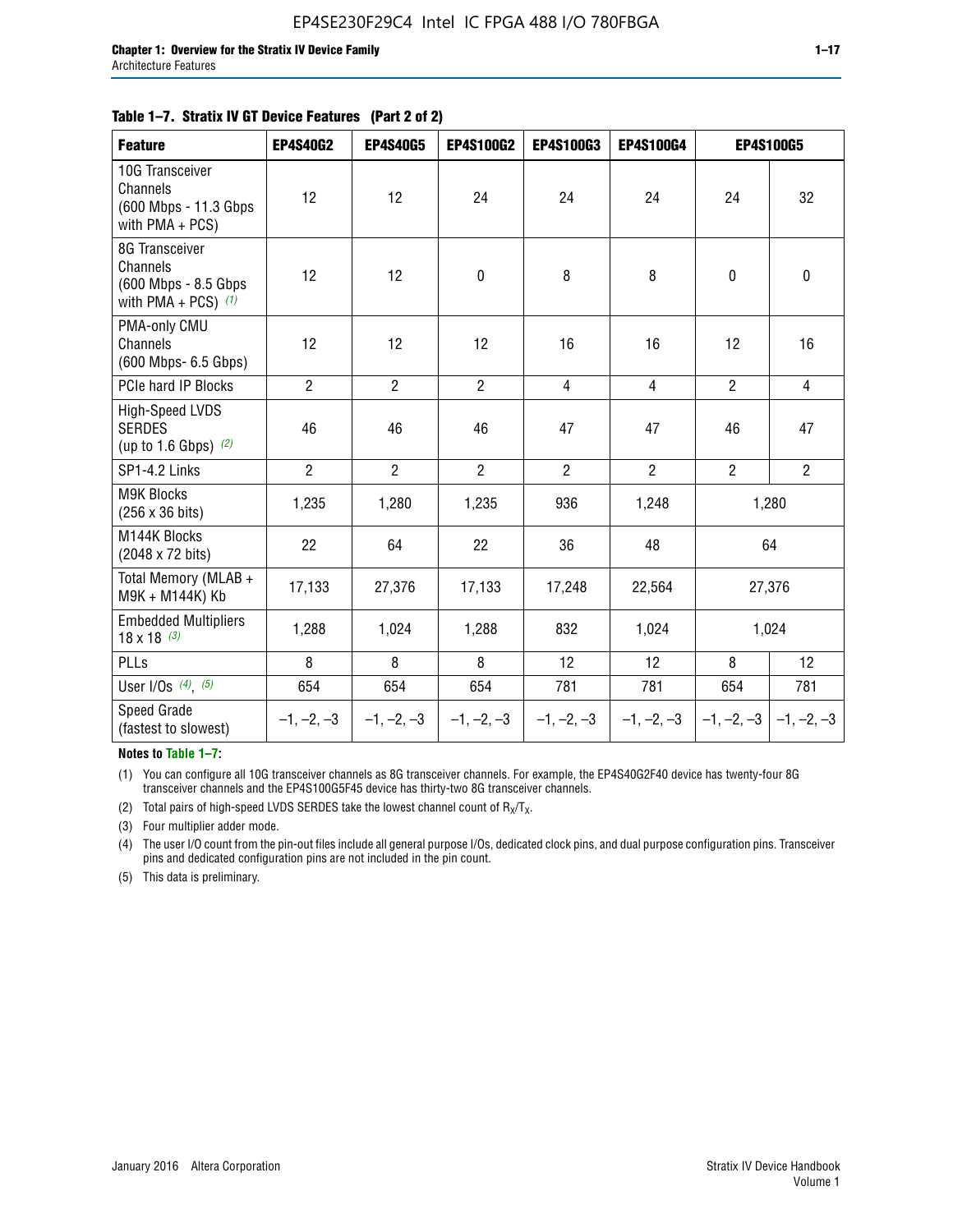Table 1–7. Stratix IV GT Device Features (Part 2 of 2)

| Feature | EP4S40G2 | EP4S40G5 | EP4S100G2 | EP4S100G3 | EP4S100G4 | EP4S100G5 | |
|---|---|---|---|---|---|---|---|
| 10G Transceiver Channels (600 Mbps - 11.3 Gbps with PMA + PCS) | 12 | 12 | 24 | 24 | 24 | 24 | 32 |
| 8G Transceiver Channels (600 Mbps - 8.5 Gbps with PMA + PCS) *(1)* | 12 | 12 | 0 | 8 | 8 | 0 | 0 |
| PMA-only CMU Channels (600 Mbps- 6.5 Gbps) | 12 | 12 | 12 | 16 | 16 | 12 | 16 |
| PCIe hard IP Blocks | 2 | 2 | 2 | 4 | 4 | 2 | 4 |
| High-Speed LVDS SERDES (up to 1.6 Gbps) *(2)* | 46 | 46 | 46 | 47 | 47 | 46 | 47 |
| SP1-4.2 Links | 2 | 2 | 2 | 2 | 2 | 2 | 2 |
| M9K Blocks (256 x 36 bits) | 1,235 | 1,280 | 1,235 | 936 | 1,248 | 1,280 | |
| M144K Blocks (2048 x 72 bits) | 22 | 64 | 22 | 36 | 48 | 64 | |
| Total Memory (MLAB + M9K + M144K) Kb | 17,133 | 27,376 | 17,133 | 17,248 | 22,564 | 27,376 | |
| Embedded Multipliers 18 x 18 *(3)* | 1,288 | 1,024 | 1,288 | 832 | 1,024 | 1,024 | |
| PLLs | 8 | 8 | 8 | 12 | 12 | 8 | 12 |
| User I/Os *(4)*, *(5)* | 654 | 654 | 654 | 781 | 781 | 654 | 781 |
| Speed Grade (fastest to slowest) | –1, –2, –3 | –1, –2, –3 | –1, –2, –3 | –1, –2, –3 | –1, –2, –3 | –1, –2, –3 | –1, –2, –3 |

**Notes to Table 1–7:**

(1) You can configure all 10G transceiver channels as 8G transceiver channels. For example, the EP4S40G2F40 device has twenty-four 8G transceiver channels and the EP4S100G5F45 device has thirty-two 8G transceiver channels.

(2) Total pairs of high-speed LVDS SERDES take the lowest channel count of $R_X/T_X$.

(3) Four multiplier adder mode.

(4) The user I/O count from the pin-out files include all general purpose I/Os, dedicated clock pins, and dual purpose configuration pins. Transceiver pins and dedicated configuration pins are not included in the pin count.

(5) This data is preliminary.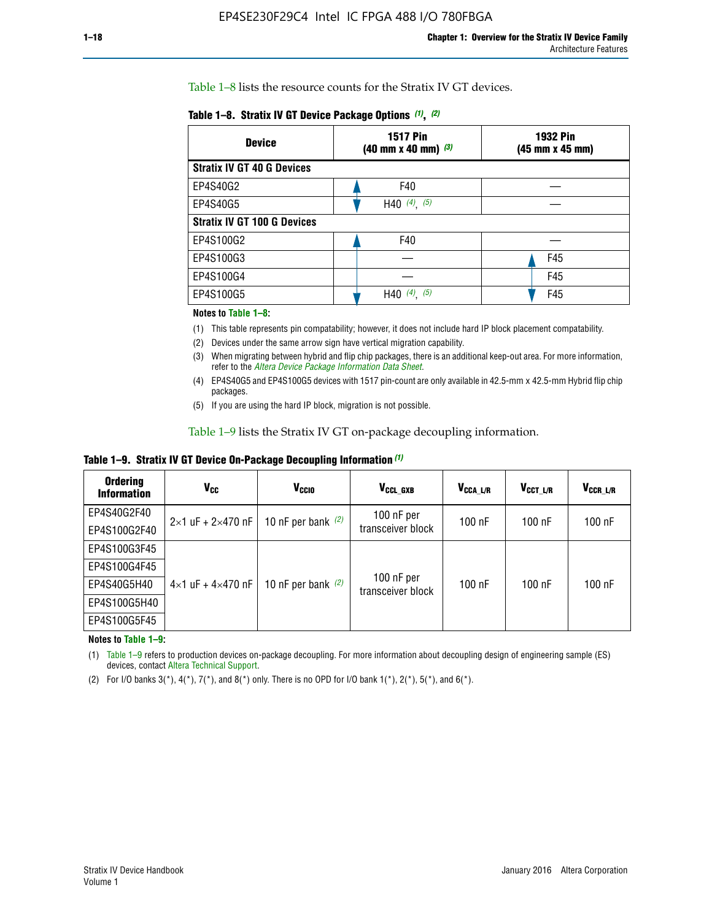Table 1–8 lists the resource counts for the Stratix IV GT devices.

**Table 1–8. Stratix IV GT Device Package Options (1), (2)**

| Device | 1517 Pin (40 mm x 40 mm) (3) | 1932 Pin (45 mm x 45 mm) |
|---|---|---|
| **Stratix IV GT 40 G Devices** | | |
| EP4S40G2 | F40 | — |
| EP4S40G5 | H40 (4), (5) | — |
| **Stratix IV GT 100 G Devices** | | |
| EP4S100G2 | F40 | — |
| EP4S100G3 | — | F45 |
| EP4S100G4 | — | F45 |
| EP4S100G5 | H40 (4), (5) | F45 |

**Notes to Table 1–8:**

(1) This table represents pin compatability; however, it does not include hard IP block placement compatability.

(2) Devices under the same arrow sign have vertical migration capability.

(3) When migrating between hybrid and flip chip packages, there is an additional keep-out area. For more information, refer to the *Altera Device Package Information Data Sheet*.

(4) EP4S40G5 and EP4S100G5 devices with 1517 pin-count are only available in 42.5-mm x 42.5-mm Hybrid flip chip packages.

(5) If you are using the hard IP block, migration is not possible.

Table 1–9 lists the Stratix IV GT on-package decoupling information.

**Table 1–9. Stratix IV GT Device On-Package Decoupling Information (1)**

| Ordering Information | $V_{CC}$ | $V_{CCIO}$ | $V_{CCL\_GXB}$ | $V_{CCA\_L/R}$ | $V_{CCT\_L/R}$ | $V_{CCR\_L/R}$ |
|---|---|---|---|---|---|---|
| EP4S40G2F40 | 2×1 uF + 2×470 nF | 10 nF per bank (2) | 100 nF per transceiver block | 100 nF | 100 nF | 100 nF |
| EP4S100G2F40 | | | | | | |
| EP4S100G3F45 | 4×1 uF + 4×470 nF | 10 nF per bank (2) | 100 nF per transceiver block | 100 nF | 100 nF | 100 nF |
| EP4S100G4F45 | | | | | | |
| EP4S40G5H40 | | | | | | |
| EP4S100G5H40 | | | | | | |
| EP4S100G5F45 | | | | | | |

**Notes to Table 1–9:**

(1) Table 1–9 refers to production devices on-package decoupling. For more information about decoupling design of engineering sample (ES) devices, contact Altera Technical Support.

(2) For I/O banks 3(*), 4(*), 7(*), and 8(*) only. There is no OPD for I/O bank 1(*), 2(*), 5(*), and 6(*).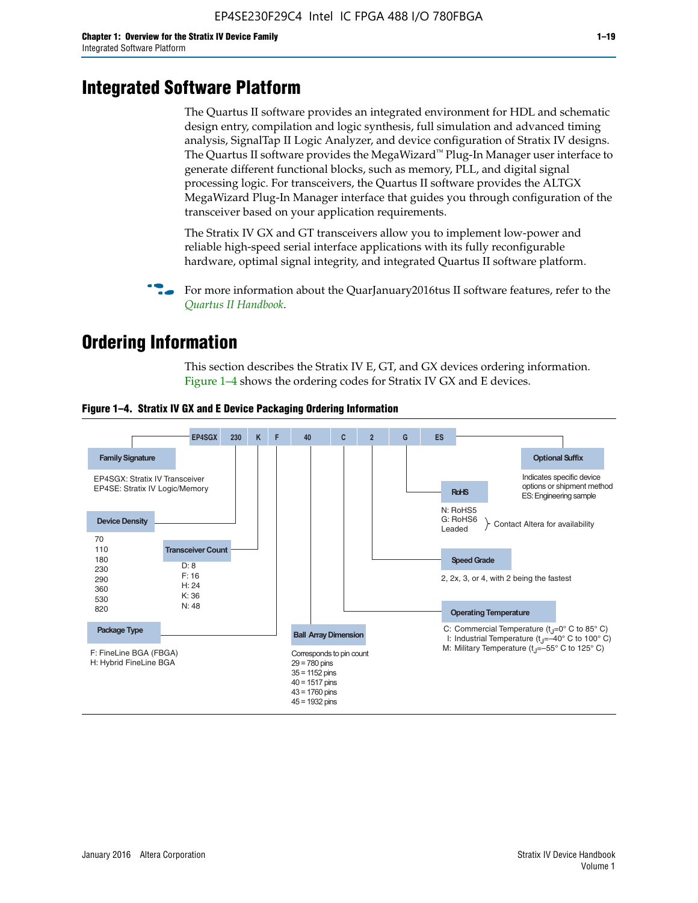# Integrated Software Platform

The Quartus II software provides an integrated environment for HDL and schematic design entry, compilation and logic synthesis, full simulation and advanced timing analysis, SignalTap II Logic Analyzer, and device configuration of Stratix IV designs. The Quartus II software provides the MegaWizard™ Plug-In Manager user interface to generate different functional blocks, such as memory, PLL, and digital signal processing logic. For transceivers, the Quartus II software provides the ALTGX MegaWizard Plug-In Manager interface that guides you through configuration of the transceiver based on your application requirements.

The Stratix IV GX and GT transceivers allow you to implement low-power and reliable high-speed serial interface applications with its fully reconfigurable hardware, optimal signal integrity, and integrated Quartus II software platform.

For more information about the QuarJanuary2016tus II software features, refer to the *Quartus II Handbook*.

# Ordering Information

This section describes the Stratix IV E, GT, and GX devices ordering information. Figure 1–4 shows the ordering codes for Stratix IV GX and E devices.

**Figure 1–4. Stratix IV GX and E Device Packaging Ordering Information**

EP4SGX | 230 | K | F | 40 | C | 2 | G | ES

**Family Signature**
EP4SGX: Stratix IV Transceiver
EP4SE: Stratix IV Logic/Memory

**Device Density**
70
110
180
230
290
360
530
820

**Transceiver Count**
D: 8
F: 16
H: 24
K: 36
N: 48

**Package Type**
F: FineLine BGA (FBGA)
H: Hybrid FineLine BGA

**Ball Array Dimension**
Corresponds to pin count
29 = 780 pins
35 = 1152 pins
40 = 1517 pins
43 = 1760 pins
45 = 1932 pins

**Operating Temperature**
C: Commercial Temperature ($t_J$=0° C to 85° C)
I: Industrial Temperature ($t_J$=–40° C to 100° C)
M: Military Temperature ($t_J$=–55° C to 125° C)

**Speed Grade**
2, 2x, 3, or 4, with 2 being the fastest

**RoHS**
N: RoHS5
G: RoHS6
Leaded
} Contact Altera for availability

**Optional Suffix**
Indicates specific device options or shipment method
ES: Engineering sample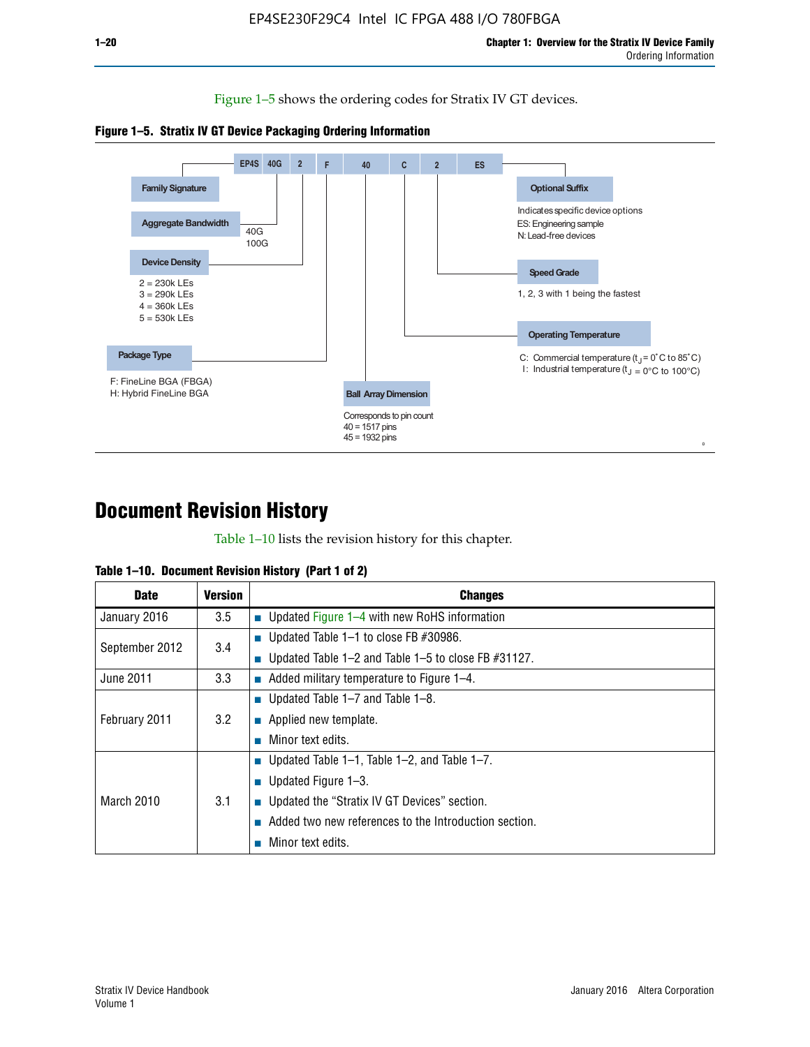Figure 1–5 shows the ordering codes for Stratix IV GT devices.

**Figure 1–5. Stratix IV GT Device Packaging Ordering Information**

EP4S 40G 2 F 40 C 2 ES

- **Family Signature**
- **Aggregate Bandwidth**
  - 40G
  - 100G
- **Device Density**
  - 2 = 230k LEs
  - 3 = 290k LEs
  - 4 = 360k LEs
  - 5 = 530k LEs
- **Package Type**
  - F: FineLine BGA (FBGA)
  - H: Hybrid FineLine BGA
- **Ball Array Dimension**
  - Corresponds to pin count
  - 40 = 1517 pins
  - 45 = 1932 pins
- **Operating Temperature**
  - C: Commercial temperature ($t_J$ = 0°C to 85°C)
  - I: Industrial temperature ($t_J$ = 0°C to 100°C)
- **Speed Grade**
  - 1, 2, 3 with 1 being the fastest
- **Optional Suffix**
  - Indicates specific device options
  - ES: Engineering sample
  - N: Lead-free devices

# Document Revision History

Table 1–10 lists the revision history for this chapter.

**Table 1–10. Document Revision History (Part 1 of 2)**

| Date | Version | Changes |
|---|---|---|
| January 2016 | 3.5 | ■ Updated Figure 1–4 with new RoHS information |
| September 2012 | 3.4 | ■ Updated Table 1–1 to close FB #30986.<br>■ Updated Table 1–2 and Table 1–5 to close FB #31127. |
| June 2011 | 3.3 | ■ Added military temperature to Figure 1–4. |
| February 2011 | 3.2 | ■ Updated Table 1–7 and Table 1–8.<br>■ Applied new template.<br>■ Minor text edits. |
| March 2010 | 3.1 | ■ Updated Table 1–1, Table 1–2, and Table 1–7.<br>■ Updated Figure 1–3.<br>■ Updated the “Stratix IV GT Devices” section.<br>■ Added two new references to the Introduction section.<br>■ Minor text edits. |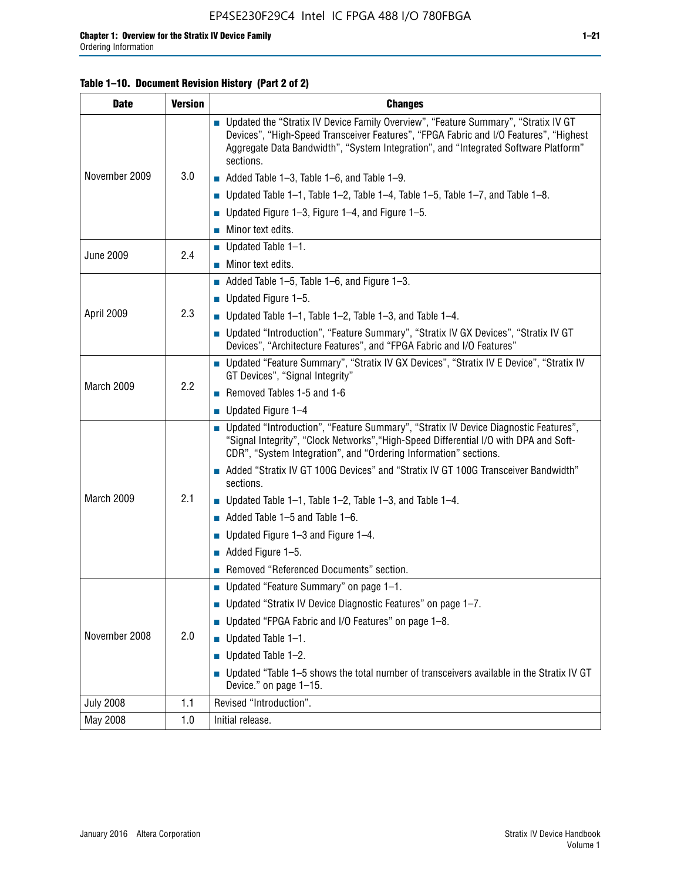**Table 1–10. Document Revision History (Part 2 of 2)**

| Date | Version | Changes |
|---|---|---|
| November 2009 | 3.0 | ■ Updated the "Stratix IV Device Family Overview", "Feature Summary", "Stratix IV GT Devices", "High-Speed Transceiver Features", "FPGA Fabric and I/O Features", "Highest Aggregate Data Bandwidth", "System Integration", and "Integrated Software Platform" sections.<br>■ Added Table 1–3, Table 1–6, and Table 1–9.<br>■ Updated Table 1–1, Table 1–2, Table 1–4, Table 1–5, Table 1–7, and Table 1–8.<br>■ Updated Figure 1–3, Figure 1–4, and Figure 1–5.<br>■ Minor text edits. |
| June 2009 | 2.4 | ■ Updated Table 1–1.<br>■ Minor text edits. |
| April 2009 | 2.3 | ■ Added Table 1–5, Table 1–6, and Figure 1–3.<br>■ Updated Figure 1–5.<br>■ Updated Table 1–1, Table 1–2, Table 1–3, and Table 1–4.<br>■ Updated "Introduction", "Feature Summary", "Stratix IV GX Devices", "Stratix IV GT Devices", "Architecture Features", and "FPGA Fabric and I/O Features" |
| March 2009 | 2.2 | ■ Updated "Feature Summary", "Stratix IV GX Devices", "Stratix IV E Device", "Stratix IV GT Devices", "Signal Integrity"<br>■ Removed Tables 1-5 and 1-6<br>■ Updated Figure 1–4 |
| March 2009 | 2.1 | ■ Updated "Introduction", "Feature Summary", "Stratix IV Device Diagnostic Features", "Signal Integrity", "Clock Networks","High-Speed Differential I/O with DPA and Soft-CDR", "System Integration", and "Ordering Information" sections.<br>■ Added "Stratix IV GT 100G Devices" and "Stratix IV GT 100G Transceiver Bandwidth" sections.<br>■ Updated Table 1–1, Table 1–2, Table 1–3, and Table 1–4.<br>■ Added Table 1–5 and Table 1–6.<br>■ Updated Figure 1–3 and Figure 1–4.<br>■ Added Figure 1–5.<br>■ Removed "Referenced Documents" section. |
| November 2008 | 2.0 | ■ Updated "Feature Summary" on page 1–1.<br>■ Updated "Stratix IV Device Diagnostic Features" on page 1–7.<br>■ Updated "FPGA Fabric and I/O Features" on page 1–8.<br>■ Updated Table 1–1.<br>■ Updated Table 1–2.<br>■ Updated "Table 1–5 shows the total number of transceivers available in the Stratix IV GT Device." on page 1–15. |
| July 2008 | 1.1 | Revised "Introduction". |
| May 2008 | 1.0 | Initial release. |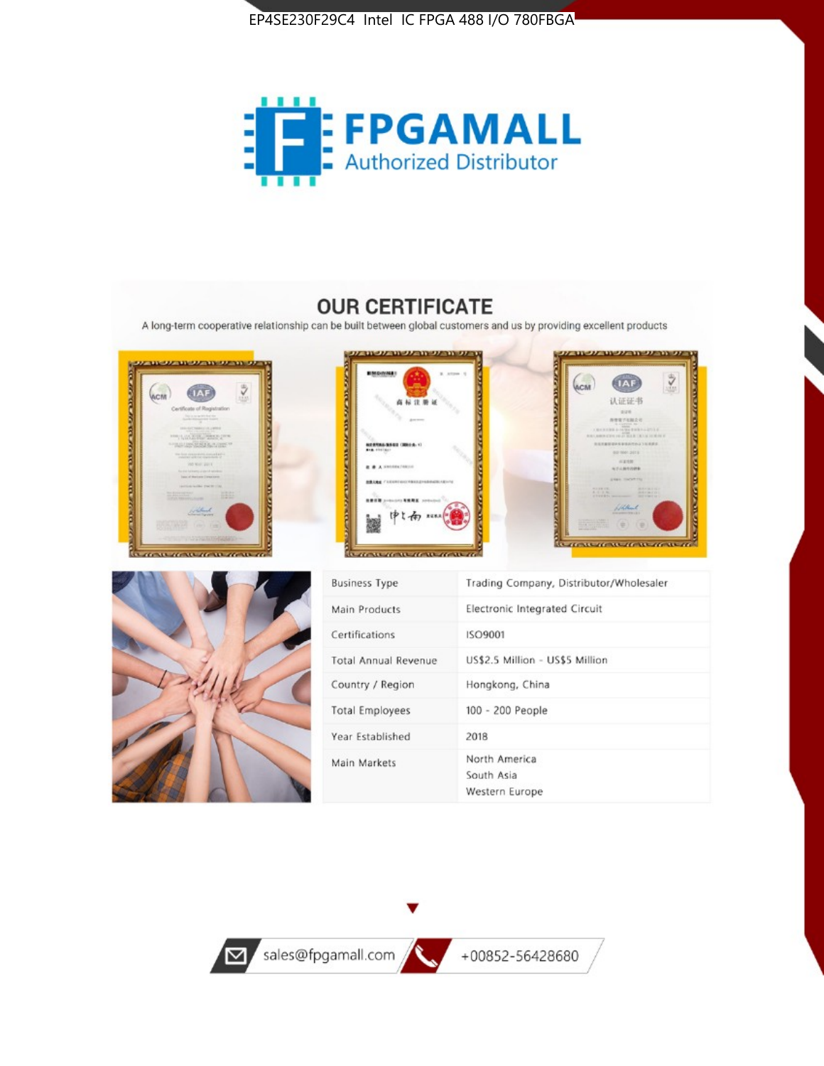# FPGAMALL

Authorized Distributor

## OUR CERTIFICATE

A long-term cooperative relationship can be built between global customers and us by providing excellent products

| | |
|---|---|
| Business Type | Trading Company, Distributor/Wholesaler |
| Main Products | Electronic Integrated Circuit |
| Certifications | ISO9001 |
| Total Annual Revenue | US$2.5 Million - US$5 Million |
| Country / Region | Hongkong, China |
| Total Employees | 100 - 200 People |
| Year Established | 2018 |
| Main Markets | North America<br>South Asia<br>Western Europe |

sales@fpgamall.com

+00852-56428680